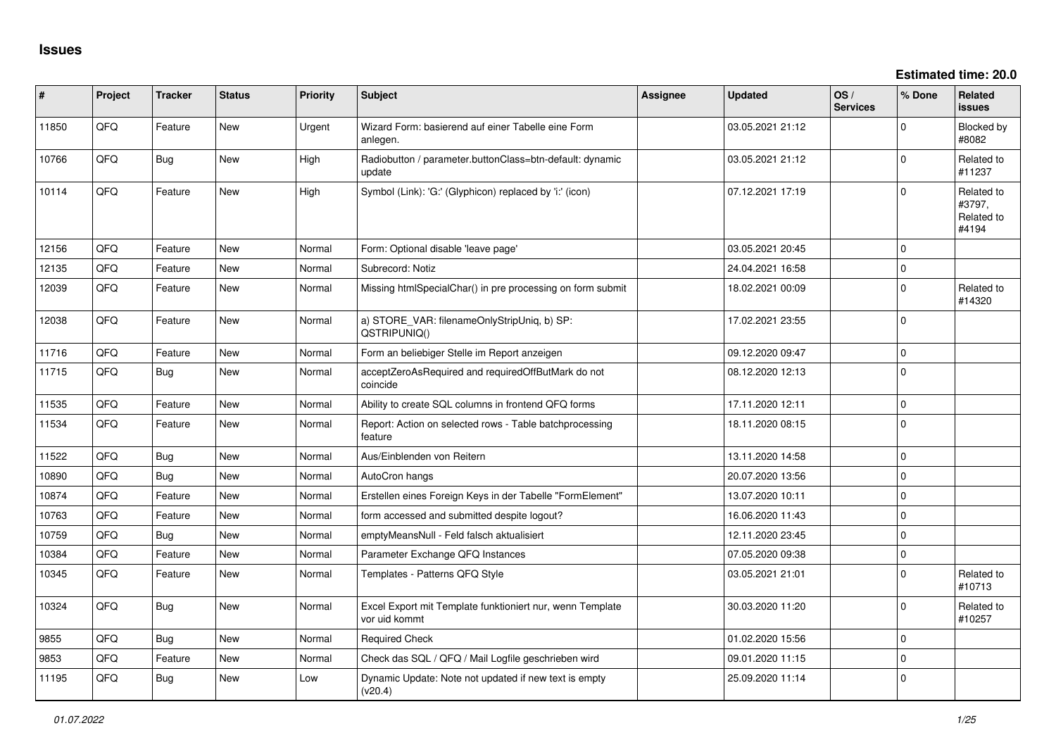# Issues

**Estimated time: 20.0**

| # | Project | Tracker | Status | Priority | Subject | Assignee | Updated | OS / Services | % Done | Related issues |
|---|---|---|---|---|---|---|---|---|---|---|
| 11850 | QFQ | Feature | New | Urgent | Wizard Form: basierend auf einer Tabelle eine Form anlegen. | | 03.05.2021 21:12 | | 0 | Blocked by #8082 |
| 10766 | QFQ | Bug | New | High | Radiobutton / parameter.buttonClass=btn-default: dynamic update | | 03.05.2021 21:12 | | 0 | Related to #11237 |
| 10114 | QFQ | Feature | New | High | Symbol (Link): 'G:' (Glyphicon) replaced by 'i:' (icon) | | 07.12.2021 17:19 | | 0 | Related to #3797, Related to #4194 |
| 12156 | QFQ | Feature | New | Normal | Form: Optional disable 'leave page' | | 03.05.2021 20:45 | | 0 | |
| 12135 | QFQ | Feature | New | Normal | Subrecord: Notiz | | 24.04.2021 16:58 | | 0 | |
| 12039 | QFQ | Feature | New | Normal | Missing htmlSpecialChar() in pre processing on form submit | | 18.02.2021 00:09 | | 0 | Related to #14320 |
| 12038 | QFQ | Feature | New | Normal | a) STORE_VAR: filenameOnlyStripUniq, b) SP: QSTRIPUNIQ() | | 17.02.2021 23:55 | | 0 | |
| 11716 | QFQ | Feature | New | Normal | Form an beliebiger Stelle im Report anzeigen | | 09.12.2020 09:47 | | 0 | |
| 11715 | QFQ | Bug | New | Normal | acceptZeroAsRequired and requiredOffButMark do not coincide | | 08.12.2020 12:13 | | 0 | |
| 11535 | QFQ | Feature | New | Normal | Ability to create SQL columns in frontend QFQ forms | | 17.11.2020 12:11 | | 0 | |
| 11534 | QFQ | Feature | New | Normal | Report: Action on selected rows - Table batchprocessing feature | | 18.11.2020 08:15 | | 0 | |
| 11522 | QFQ | Bug | New | Normal | Aus/Einblenden von Reitern | | 13.11.2020 14:58 | | 0 | |
| 10890 | QFQ | Bug | New | Normal | AutoCron hangs | | 20.07.2020 13:56 | | 0 | |
| 10874 | QFQ | Feature | New | Normal | Erstellen eines Foreign Keys in der Tabelle "FormElement" | | 13.07.2020 10:11 | | 0 | |
| 10763 | QFQ | Feature | New | Normal | form accessed and submitted despite logout? | | 16.06.2020 11:43 | | 0 | |
| 10759 | QFQ | Bug | New | Normal | emptyMeansNull - Feld falsch aktualisiert | | 12.11.2020 23:45 | | 0 | |
| 10384 | QFQ | Feature | New | Normal | Parameter Exchange QFQ Instances | | 07.05.2020 09:38 | | 0 | |
| 10345 | QFQ | Feature | New | Normal | Templates - Patterns QFQ Style | | 03.05.2021 21:01 | | 0 | Related to #10713 |
| 10324 | QFQ | Bug | New | Normal | Excel Export mit Template funktioniert nur, wenn Template vor uid kommt | | 30.03.2020 11:20 | | 0 | Related to #10257 |
| 9855 | QFQ | Bug | New | Normal | Required Check | | 01.02.2020 15:56 | | 0 | |
| 9853 | QFQ | Feature | New | Normal | Check das SQL / QFQ / Mail Logfile geschrieben wird | | 09.01.2020 11:15 | | 0 | |
| 11195 | QFQ | Bug | New | Low | Dynamic Update: Note not updated if new text is empty (v20.4) | | 25.09.2020 11:14 | | 0 | |

*01.07.2022*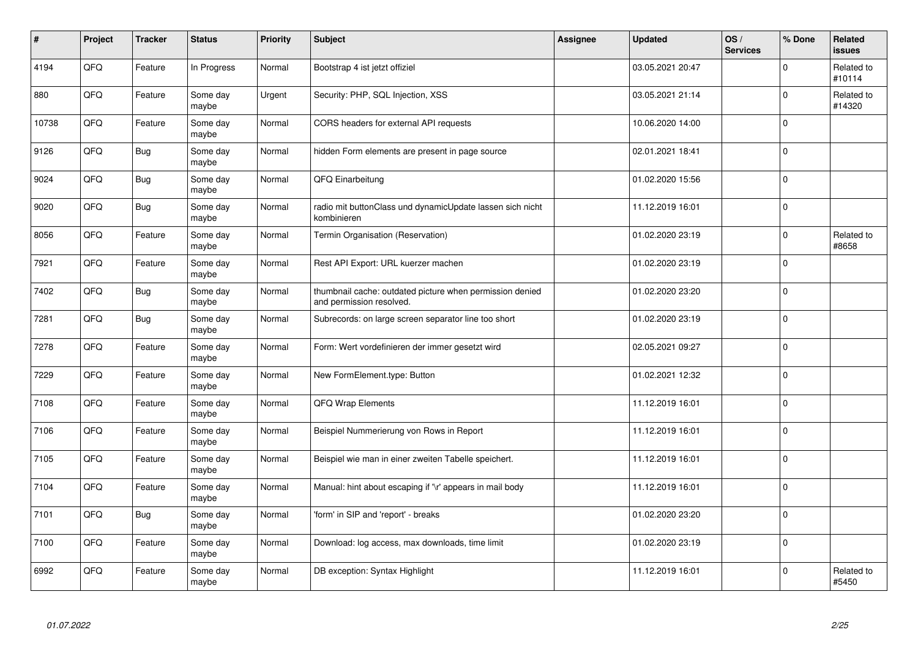| # | Project | Tracker | Status | Priority | Subject | Assignee | Updated | OS / Services | % Done | Related issues |
|---|---|---|---|---|---|---|---|---|---|---|
| 4194 | QFQ | Feature | In Progress | Normal | Bootstrap 4 ist jetzt offiziel | | 03.05.2021 20:47 | | 0 | Related to #10114 |
| 880 | QFQ | Feature | Some day maybe | Urgent | Security: PHP, SQL Injection, XSS | | 03.05.2021 21:14 | | 0 | Related to #14320 |
| 10738 | QFQ | Feature | Some day maybe | Normal | CORS headers for external API requests | | 10.06.2020 14:00 | | 0 | |
| 9126 | QFQ | Bug | Some day maybe | Normal | hidden Form elements are present in page source | | 02.01.2021 18:41 | | 0 | |
| 9024 | QFQ | Bug | Some day maybe | Normal | QFQ Einarbeitung | | 01.02.2020 15:56 | | 0 | |
| 9020 | QFQ | Bug | Some day maybe | Normal | radio mit buttonClass und dynamicUpdate lassen sich nicht kombinieren | | 11.12.2019 16:01 | | 0 | |
| 8056 | QFQ | Feature | Some day maybe | Normal | Termin Organisation (Reservation) | | 01.02.2020 23:19 | | 0 | Related to #8658 |
| 7921 | QFQ | Feature | Some day maybe | Normal | Rest API Export: URL kuerzer machen | | 01.02.2020 23:19 | | 0 | |
| 7402 | QFQ | Bug | Some day maybe | Normal | thumbnail cache: outdated picture when permission denied and permission resolved. | | 01.02.2020 23:20 | | 0 | |
| 7281 | QFQ | Bug | Some day maybe | Normal | Subrecords: on large screen separator line too short | | 01.02.2020 23:19 | | 0 | |
| 7278 | QFQ | Feature | Some day maybe | Normal | Form: Wert vordefinieren der immer gesetzt wird | | 02.05.2021 09:27 | | 0 | |
| 7229 | QFQ | Feature | Some day maybe | Normal | New FormElement.type: Button | | 01.02.2021 12:32 | | 0 | |
| 7108 | QFQ | Feature | Some day maybe | Normal | QFQ Wrap Elements | | 11.12.2019 16:01 | | 0 | |
| 7106 | QFQ | Feature | Some day maybe | Normal | Beispiel Nummerierung von Rows in Report | | 11.12.2019 16:01 | | 0 | |
| 7105 | QFQ | Feature | Some day maybe | Normal | Beispiel wie man in einer zweiten Tabelle speichert. | | 11.12.2019 16:01 | | 0 | |
| 7104 | QFQ | Feature | Some day maybe | Normal | Manual: hint about escaping if '\r' appears in mail body | | 11.12.2019 16:01 | | 0 | |
| 7101 | QFQ | Bug | Some day maybe | Normal | 'form' in SIP and 'report' - breaks | | 01.02.2020 23:20 | | 0 | |
| 7100 | QFQ | Feature | Some day maybe | Normal | Download: log access, max downloads, time limit | | 01.02.2020 23:19 | | 0 | |
| 6992 | QFQ | Feature | Some day maybe | Normal | DB exception: Syntax Highlight | | 11.12.2019 16:01 | | 0 | Related to #5450 |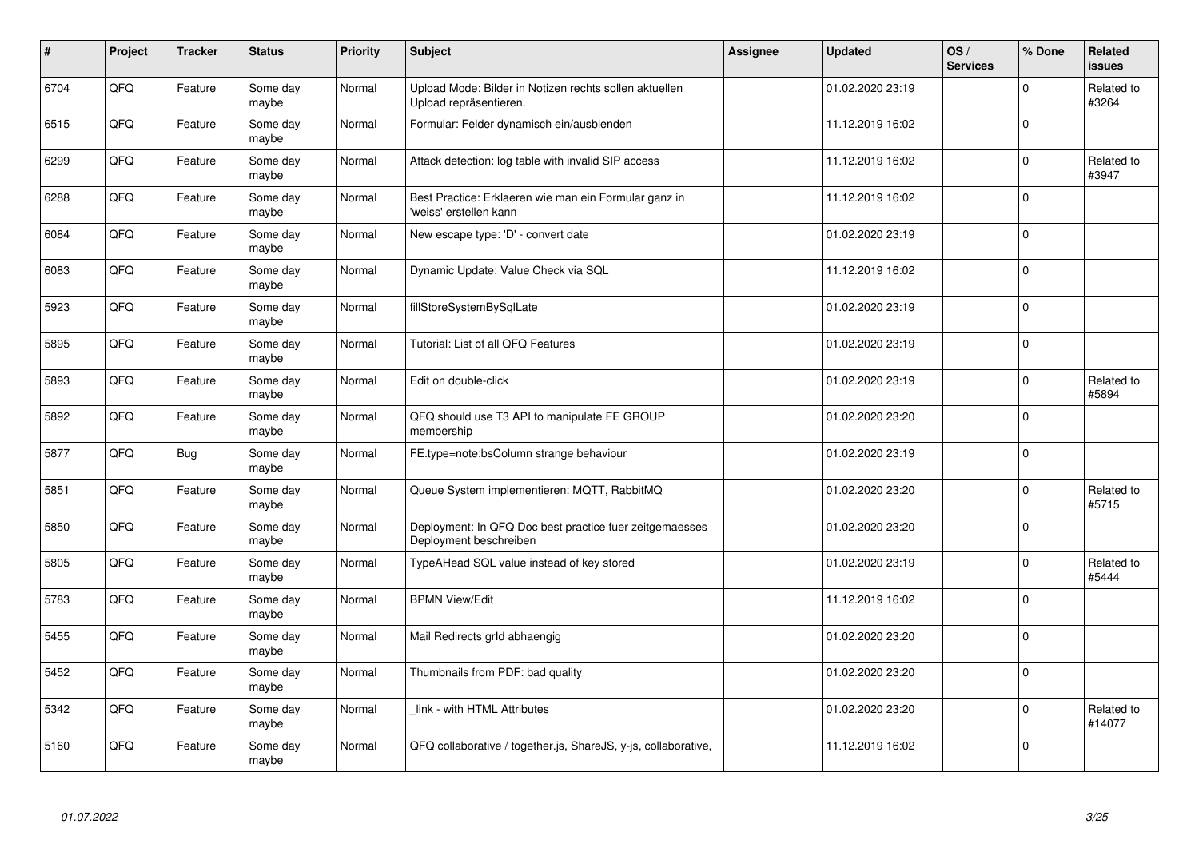| # | Project | Tracker | Status | Priority | Subject | Assignee | Updated | OS / Services | % Done | Related issues |
|---|---|---|---|---|---|---|---|---|---|---|
| 6704 | QFQ | Feature | Some day maybe | Normal | Upload Mode: Bilder in Notizen rechts sollen aktuellen Upload repräsentieren. | | 01.02.2020 23:19 | | 0 | Related to #3264 |
| 6515 | QFQ | Feature | Some day maybe | Normal | Formular: Felder dynamisch ein/ausblenden | | 11.12.2019 16:02 | | 0 | |
| 6299 | QFQ | Feature | Some day maybe | Normal | Attack detection: log table with invalid SIP access | | 11.12.2019 16:02 | | 0 | Related to #3947 |
| 6288 | QFQ | Feature | Some day maybe | Normal | Best Practice: Erklaeren wie man ein Formular ganz in 'weiss' erstellen kann | | 11.12.2019 16:02 | | 0 | |
| 6084 | QFQ | Feature | Some day maybe | Normal | New escape type: 'D' - convert date | | 01.02.2020 23:19 | | 0 | |
| 6083 | QFQ | Feature | Some day maybe | Normal | Dynamic Update: Value Check via SQL | | 11.12.2019 16:02 | | 0 | |
| 5923 | QFQ | Feature | Some day maybe | Normal | fillStoreSystemBySqlLate | | 01.02.2020 23:19 | | 0 | |
| 5895 | QFQ | Feature | Some day maybe | Normal | Tutorial: List of all QFQ Features | | 01.02.2020 23:19 | | 0 | |
| 5893 | QFQ | Feature | Some day maybe | Normal | Edit on double-click | | 01.02.2020 23:19 | | 0 | Related to #5894 |
| 5892 | QFQ | Feature | Some day maybe | Normal | QFQ should use T3 API to manipulate FE GROUP membership | | 01.02.2020 23:20 | | 0 | |
| 5877 | QFQ | Bug | Some day maybe | Normal | FE.type=note:bsColumn strange behaviour | | 01.02.2020 23:19 | | 0 | |
| 5851 | QFQ | Feature | Some day maybe | Normal | Queue System implementieren: MQTT, RabbitMQ | | 01.02.2020 23:20 | | 0 | Related to #5715 |
| 5850 | QFQ | Feature | Some day maybe | Normal | Deployment: In QFQ Doc best practice fuer zeitgemaesses Deployment beschreiben | | 01.02.2020 23:20 | | 0 | |
| 5805 | QFQ | Feature | Some day maybe | Normal | TypeAHead SQL value instead of key stored | | 01.02.2020 23:19 | | 0 | Related to #5444 |
| 5783 | QFQ | Feature | Some day maybe | Normal | BPMN View/Edit | | 11.12.2019 16:02 | | 0 | |
| 5455 | QFQ | Feature | Some day maybe | Normal | Mail Redirects grId abhaengig | | 01.02.2020 23:20 | | 0 | |
| 5452 | QFQ | Feature | Some day maybe | Normal | Thumbnails from PDF: bad quality | | 01.02.2020 23:20 | | 0 | |
| 5342 | QFQ | Feature | Some day maybe | Normal | _link - with HTML Attributes | | 01.02.2020 23:20 | | 0 | Related to #14077 |
| 5160 | QFQ | Feature | Some day maybe | Normal | QFQ collaborative / together.js, ShareJS, y-js, collaborative, | | 11.12.2019 16:02 | | 0 | |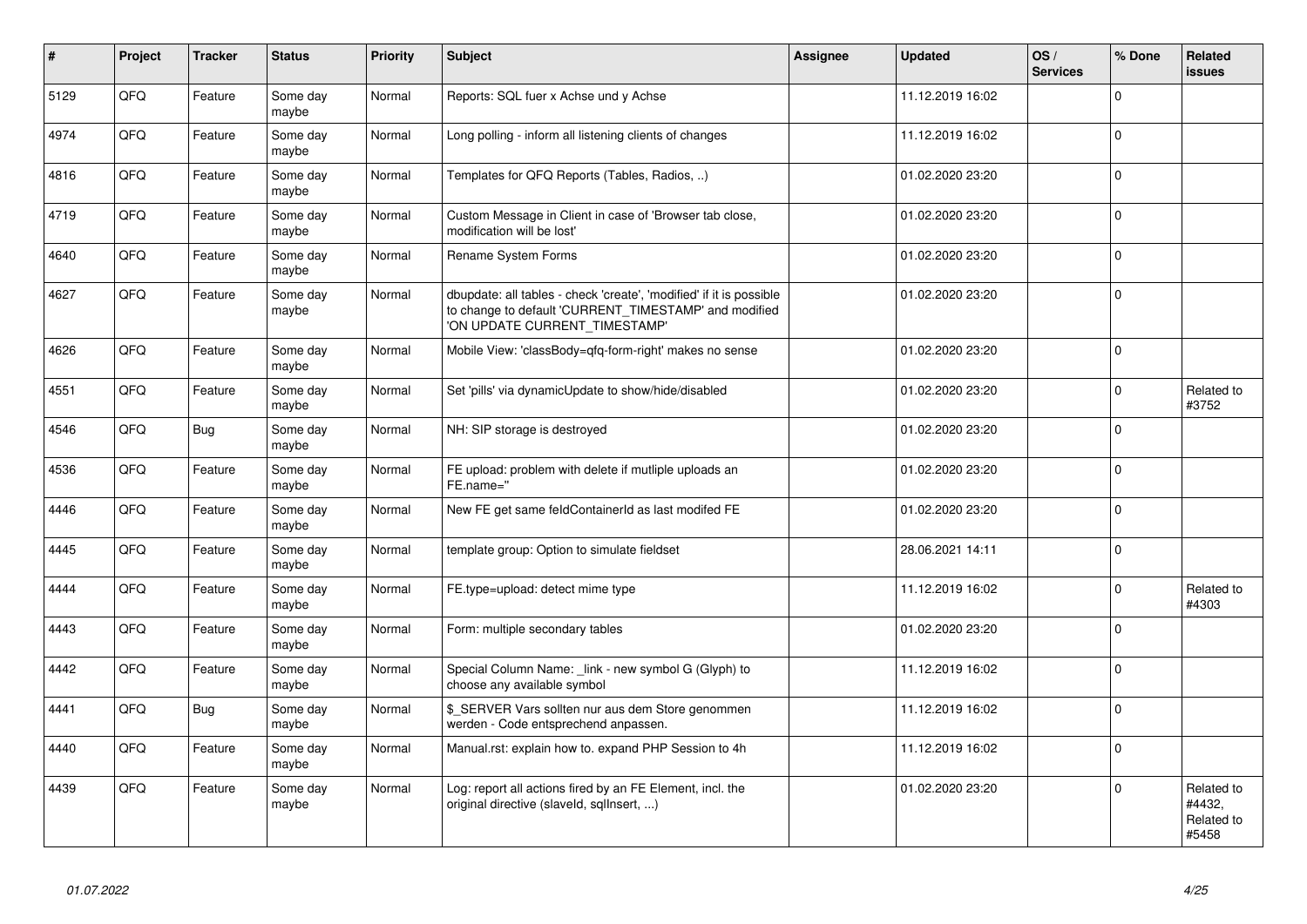| # | Project | Tracker | Status | Priority | Subject | Assignee | Updated | OS / Services | % Done | Related issues |
|---|---|---|---|---|---|---|---|---|---|---|
| 5129 | QFQ | Feature | Some day maybe | Normal | Reports: SQL fuer x Achse und y Achse | | 11.12.2019 16:02 | | 0 | |
| 4974 | QFQ | Feature | Some day maybe | Normal | Long polling - inform all listening clients of changes | | 11.12.2019 16:02 | | 0 | |
| 4816 | QFQ | Feature | Some day maybe | Normal | Templates for QFQ Reports (Tables, Radios, ..) | | 01.02.2020 23:20 | | 0 | |
| 4719 | QFQ | Feature | Some day maybe | Normal | Custom Message in Client in case of 'Browser tab close, modification will be lost' | | 01.02.2020 23:20 | | 0 | |
| 4640 | QFQ | Feature | Some day maybe | Normal | Rename System Forms | | 01.02.2020 23:20 | | 0 | |
| 4627 | QFQ | Feature | Some day maybe | Normal | dbupdate: all tables - check 'create', 'modified' if it is possible to change to default 'CURRENT_TIMESTAMP' and modified 'ON UPDATE CURRENT_TIMESTAMP' | | 01.02.2020 23:20 | | 0 | |
| 4626 | QFQ | Feature | Some day maybe | Normal | Mobile View: 'classBody=qfq-form-right' makes no sense | | 01.02.2020 23:20 | | 0 | |
| 4551 | QFQ | Feature | Some day maybe | Normal | Set 'pills' via dynamicUpdate to show/hide/disabled | | 01.02.2020 23:20 | | 0 | Related to #3752 |
| 4546 | QFQ | Bug | Some day maybe | Normal | NH: SIP storage is destroyed | | 01.02.2020 23:20 | | 0 | |
| 4536 | QFQ | Feature | Some day maybe | Normal | FE upload: problem with delete if mutliple uploads an FE.name=" | | 01.02.2020 23:20 | | 0 | |
| 4446 | QFQ | Feature | Some day maybe | Normal | New FE get same feldContainerId as last modifed FE | | 01.02.2020 23:20 | | 0 | |
| 4445 | QFQ | Feature | Some day maybe | Normal | template group: Option to simulate fieldset | | 28.06.2021 14:11 | | 0 | |
| 4444 | QFQ | Feature | Some day maybe | Normal | FE.type=upload: detect mime type | | 11.12.2019 16:02 | | 0 | Related to #4303 |
| 4443 | QFQ | Feature | Some day maybe | Normal | Form: multiple secondary tables | | 01.02.2020 23:20 | | 0 | |
| 4442 | QFQ | Feature | Some day maybe | Normal | Special Column Name: _link - new symbol G (Glyph) to choose any available symbol | | 11.12.2019 16:02 | | 0 | |
| 4441 | QFQ | Bug | Some day maybe | Normal | $_SERVER Vars sollten nur aus dem Store genommen werden - Code entsprechend anpassen. | | 11.12.2019 16:02 | | 0 | |
| 4440 | QFQ | Feature | Some day maybe | Normal | Manual.rst: explain how to. expand PHP Session to 4h | | 11.12.2019 16:02 | | 0 | |
| 4439 | QFQ | Feature | Some day maybe | Normal | Log: report all actions fired by an FE Element, incl. the original directive (slaveId, sqlInsert, ...) | | 01.02.2020 23:20 | | 0 | Related to #4432, Related to #5458 |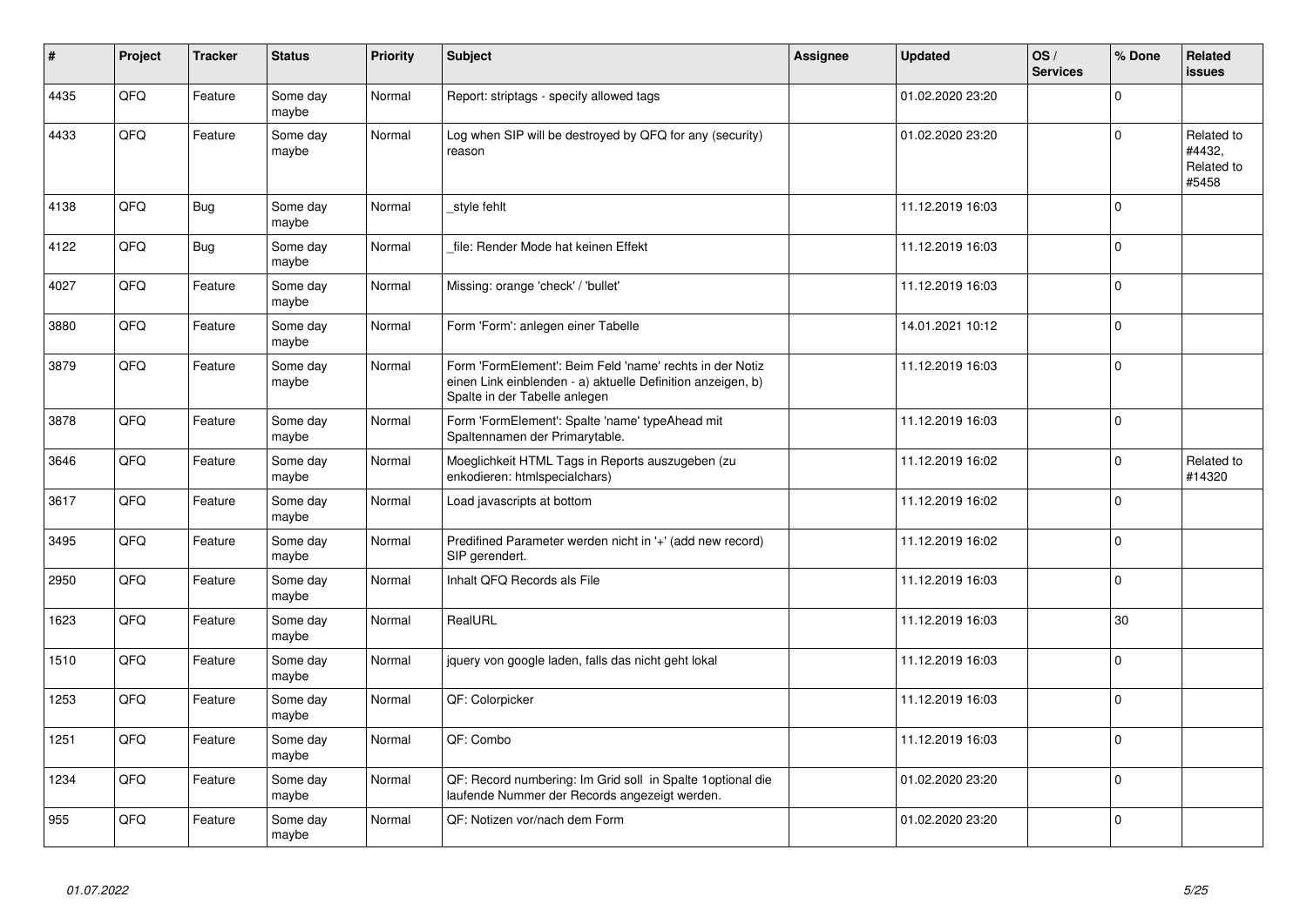| # | Project | Tracker | Status | Priority | Subject | Assignee | Updated | OS / Services | % Done | Related issues |
|---|---|---|---|---|---|---|---|---|---|---|
| 4435 | QFQ | Feature | Some day maybe | Normal | Report: striptags - specify allowed tags | | 01.02.2020 23:20 | | 0 | |
| 4433 | QFQ | Feature | Some day maybe | Normal | Log when SIP will be destroyed by QFQ for any (security) reason | | 01.02.2020 23:20 | | 0 | Related to #4432, Related to #5458 |
| 4138 | QFQ | Bug | Some day maybe | Normal | _style fehlt | | 11.12.2019 16:03 | | 0 | |
| 4122 | QFQ | Bug | Some day maybe | Normal | _file: Render Mode hat keinen Effekt | | 11.12.2019 16:03 | | 0 | |
| 4027 | QFQ | Feature | Some day maybe | Normal | Missing: orange 'check' / 'bullet' | | 11.12.2019 16:03 | | 0 | |
| 3880 | QFQ | Feature | Some day maybe | Normal | Form 'Form': anlegen einer Tabelle | | 14.01.2021 10:12 | | 0 | |
| 3879 | QFQ | Feature | Some day maybe | Normal | Form 'FormElement': Beim Feld 'name' rechts in der Notiz einen Link einblenden - a) aktuelle Definition anzeigen, b) Spalte in der Tabelle anlegen | | 11.12.2019 16:03 | | 0 | |
| 3878 | QFQ | Feature | Some day maybe | Normal | Form 'FormElement': Spalte 'name' typeAhead mit Spaltennamen der Primarytable. | | 11.12.2019 16:03 | | 0 | |
| 3646 | QFQ | Feature | Some day maybe | Normal | Moeglichkeit HTML Tags in Reports auszugeben (zu enkodieren: htmlspecialchars) | | 11.12.2019 16:02 | | 0 | Related to #14320 |
| 3617 | QFQ | Feature | Some day maybe | Normal | Load javascripts at bottom | | 11.12.2019 16:02 | | 0 | |
| 3495 | QFQ | Feature | Some day maybe | Normal | Predifined Parameter werden nicht in '+' (add new record) SIP gerendert. | | 11.12.2019 16:02 | | 0 | |
| 2950 | QFQ | Feature | Some day maybe | Normal | Inhalt QFQ Records als File | | 11.12.2019 16:03 | | 0 | |
| 1623 | QFQ | Feature | Some day maybe | Normal | RealURL | | 11.12.2019 16:03 | | 30 | |
| 1510 | QFQ | Feature | Some day maybe | Normal | jquery von google laden, falls das nicht geht lokal | | 11.12.2019 16:03 | | 0 | |
| 1253 | QFQ | Feature | Some day maybe | Normal | QF: Colorpicker | | 11.12.2019 16:03 | | 0 | |
| 1251 | QFQ | Feature | Some day maybe | Normal | QF: Combo | | 11.12.2019 16:03 | | 0 | |
| 1234 | QFQ | Feature | Some day maybe | Normal | QF: Record numbering: Im Grid soll in Spalte 1optional die laufende Nummer der Records angezeigt werden. | | 01.02.2020 23:20 | | 0 | |
| 955 | QFQ | Feature | Some day maybe | Normal | QF: Notizen vor/nach dem Form | | 01.02.2020 23:20 | | 0 | |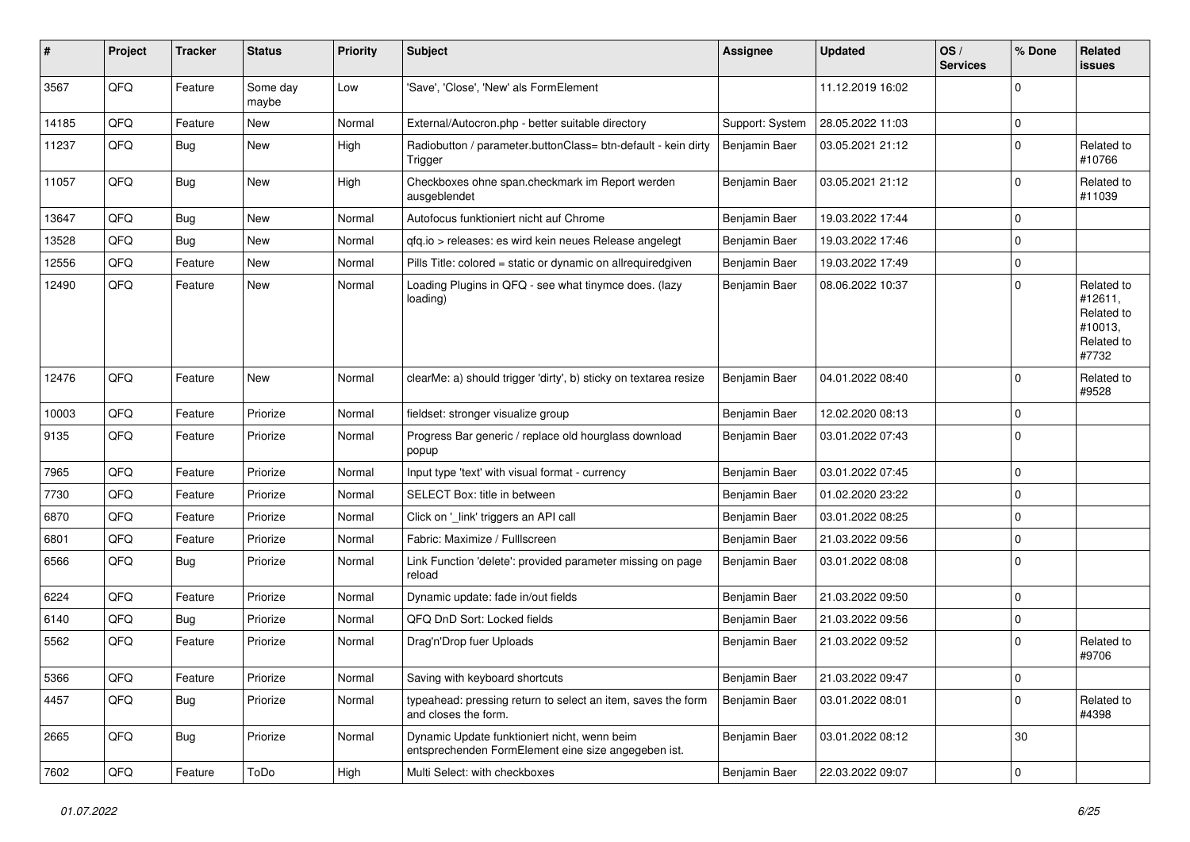| # | Project | Tracker | Status | Priority | Subject | Assignee | Updated | OS / Services | % Done | Related issues |
|---|---|---|---|---|---|---|---|---|---|---|
| 3567 | QFQ | Feature | Some day maybe | Low | 'Save', 'Close', 'New' als FormElement | | 11.12.2019 16:02 | | 0 | |
| 14185 | QFQ | Feature | New | Normal | External/Autocron.php - better suitable directory | Support: System | 28.05.2022 11:03 | | 0 | |
| 11237 | QFQ | Bug | New | High | Radiobutton / parameter.buttonClass= btn-default - kein dirty Trigger | Benjamin Baer | 03.05.2021 21:12 | | 0 | Related to #10766 |
| 11057 | QFQ | Bug | New | High | Checkboxes ohne span.checkmark im Report werden ausgeblendet | Benjamin Baer | 03.05.2021 21:12 | | 0 | Related to #11039 |
| 13647 | QFQ | Bug | New | Normal | Autofocus funktioniert nicht auf Chrome | Benjamin Baer | 19.03.2022 17:44 | | 0 | |
| 13528 | QFQ | Bug | New | Normal | qfq.io > releases: es wird kein neues Release angelegt | Benjamin Baer | 19.03.2022 17:46 | | 0 | |
| 12556 | QFQ | Feature | New | Normal | Pills Title: colored = static or dynamic on allrequiredgiven | Benjamin Baer | 19.03.2022 17:49 | | 0 | |
| 12490 | QFQ | Feature | New | Normal | Loading Plugins in QFQ - see what tinymce does. (lazy loading) | Benjamin Baer | 08.06.2022 10:37 | | 0 | Related to #12611, Related to #10013, Related to #7732 |
| 12476 | QFQ | Feature | New | Normal | clearMe: a) should trigger 'dirty', b) sticky on textarea resize | Benjamin Baer | 04.01.2022 08:40 | | 0 | Related to #9528 |
| 10003 | QFQ | Feature | Priorize | Normal | fieldset: stronger visualize group | Benjamin Baer | 12.02.2020 08:13 | | 0 | |
| 9135 | QFQ | Feature | Priorize | Normal | Progress Bar generic / replace old hourglass download popup | Benjamin Baer | 03.01.2022 07:43 | | 0 | |
| 7965 | QFQ | Feature | Priorize | Normal | Input type 'text' with visual format - currency | Benjamin Baer | 03.01.2022 07:45 | | 0 | |
| 7730 | QFQ | Feature | Priorize | Normal | SELECT Box: title in between | Benjamin Baer | 01.02.2020 23:22 | | 0 | |
| 6870 | QFQ | Feature | Priorize | Normal | Click on '_link' triggers an API call | Benjamin Baer | 03.01.2022 08:25 | | 0 | |
| 6801 | QFQ | Feature | Priorize | Normal | Fabric: Maximize / Fulllscreen | Benjamin Baer | 21.03.2022 09:56 | | 0 | |
| 6566 | QFQ | Bug | Priorize | Normal | Link Function 'delete': provided parameter missing on page reload | Benjamin Baer | 03.01.2022 08:08 | | 0 | |
| 6224 | QFQ | Feature | Priorize | Normal | Dynamic update: fade in/out fields | Benjamin Baer | 21.03.2022 09:50 | | 0 | |
| 6140 | QFQ | Bug | Priorize | Normal | QFQ DnD Sort: Locked fields | Benjamin Baer | 21.03.2022 09:56 | | 0 | |
| 5562 | QFQ | Feature | Priorize | Normal | Drag'n'Drop fuer Uploads | Benjamin Baer | 21.03.2022 09:52 | | 0 | Related to #9706 |
| 5366 | QFQ | Feature | Priorize | Normal | Saving with keyboard shortcuts | Benjamin Baer | 21.03.2022 09:47 | | 0 | |
| 4457 | QFQ | Bug | Priorize | Normal | typeahead: pressing return to select an item, saves the form and closes the form. | Benjamin Baer | 03.01.2022 08:01 | | 0 | Related to #4398 |
| 2665 | QFQ | Bug | Priorize | Normal | Dynamic Update funktioniert nicht, wenn beim entsprechenden FormElement eine size angegeben ist. | Benjamin Baer | 03.01.2022 08:12 | | 30 | |
| 7602 | QFQ | Feature | ToDo | High | Multi Select: with checkboxes | Benjamin Baer | 22.03.2022 09:07 | | 0 | |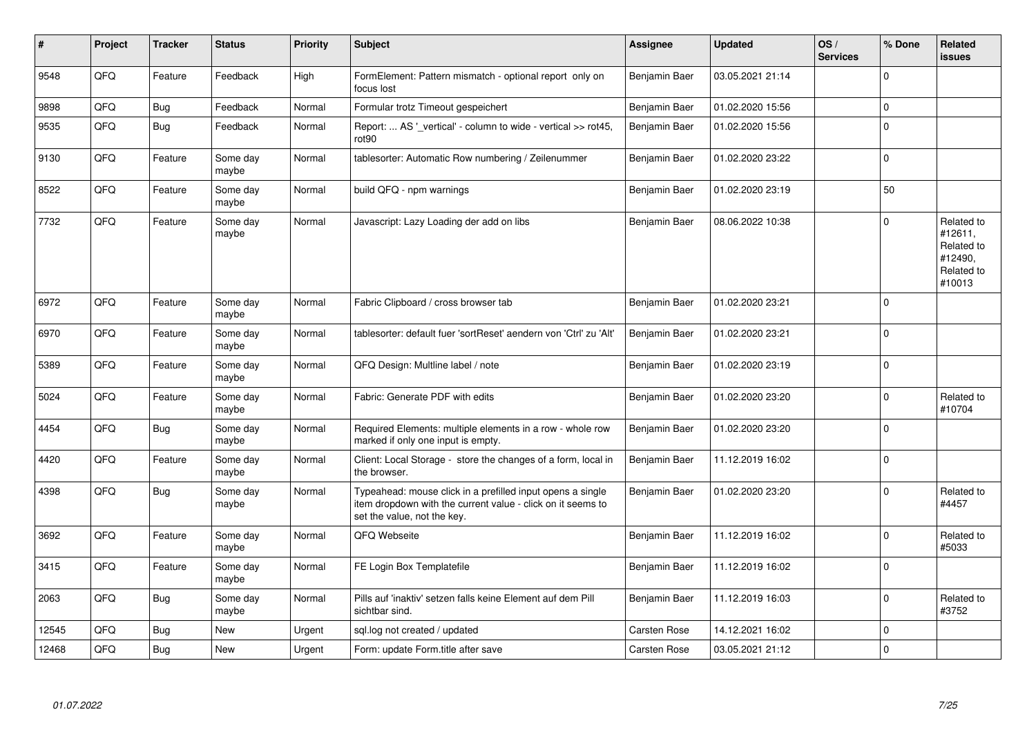| # | Project | Tracker | Status | Priority | Subject | Assignee | Updated | OS / Services | % Done | Related issues |
|---|---|---|---|---|---|---|---|---|---|---|
| 9548 | QFQ | Feature | Feedback | High | FormElement: Pattern mismatch - optional report only on focus lost | Benjamin Baer | 03.05.2021 21:14 | | 0 | |
| 9898 | QFQ | Bug | Feedback | Normal | Formular trotz Timeout gespeichert | Benjamin Baer | 01.02.2020 15:56 | | 0 | |
| 9535 | QFQ | Bug | Feedback | Normal | Report: ... AS '_vertical' - column to wide - vertical >> rot45, rot90 | Benjamin Baer | 01.02.2020 15:56 | | 0 | |
| 9130 | QFQ | Feature | Some day maybe | Normal | tablesorter: Automatic Row numbering / Zeilenummer | Benjamin Baer | 01.02.2020 23:22 | | 0 | |
| 8522 | QFQ | Feature | Some day maybe | Normal | build QFQ - npm warnings | Benjamin Baer | 01.02.2020 23:19 | | 50 | |
| 7732 | QFQ | Feature | Some day maybe | Normal | Javascript: Lazy Loading der add on libs | Benjamin Baer | 08.06.2022 10:38 | | 0 | Related to #12611, Related to #12490, Related to #10013 |
| 6972 | QFQ | Feature | Some day maybe | Normal | Fabric Clipboard / cross browser tab | Benjamin Baer | 01.02.2020 23:21 | | 0 | |
| 6970 | QFQ | Feature | Some day maybe | Normal | tablesorter: default fuer 'sortReset' aendern von 'Ctrl' zu 'Alt' | Benjamin Baer | 01.02.2020 23:21 | | 0 | |
| 5389 | QFQ | Feature | Some day maybe | Normal | QFQ Design: Multline label / note | Benjamin Baer | 01.02.2020 23:19 | | 0 | |
| 5024 | QFQ | Feature | Some day maybe | Normal | Fabric: Generate PDF with edits | Benjamin Baer | 01.02.2020 23:20 | | 0 | Related to #10704 |
| 4454 | QFQ | Bug | Some day maybe | Normal | Required Elements: multiple elements in a row - whole row marked if only one input is empty. | Benjamin Baer | 01.02.2020 23:20 | | 0 | |
| 4420 | QFQ | Feature | Some day maybe | Normal | Client: Local Storage - store the changes of a form, local in the browser. | Benjamin Baer | 11.12.2019 16:02 | | 0 | |
| 4398 | QFQ | Bug | Some day maybe | Normal | Typeahead: mouse click in a prefilled input opens a single item dropdown with the current value - click on it seems to set the value, not the key. | Benjamin Baer | 01.02.2020 23:20 | | 0 | Related to #4457 |
| 3692 | QFQ | Feature | Some day maybe | Normal | QFQ Webseite | Benjamin Baer | 11.12.2019 16:02 | | 0 | Related to #5033 |
| 3415 | QFQ | Feature | Some day maybe | Normal | FE Login Box Templatefile | Benjamin Baer | 11.12.2019 16:02 | | 0 | |
| 2063 | QFQ | Bug | Some day maybe | Normal | Pills auf 'inaktiv' setzen falls keine Element auf dem Pill sichtbar sind. | Benjamin Baer | 11.12.2019 16:03 | | 0 | Related to #3752 |
| 12545 | QFQ | Bug | New | Urgent | sql.log not created / updated | Carsten Rose | 14.12.2021 16:02 | | 0 | |
| 12468 | QFQ | Bug | New | Urgent | Form: update Form.title after save | Carsten Rose | 03.05.2021 21:12 | | 0 | |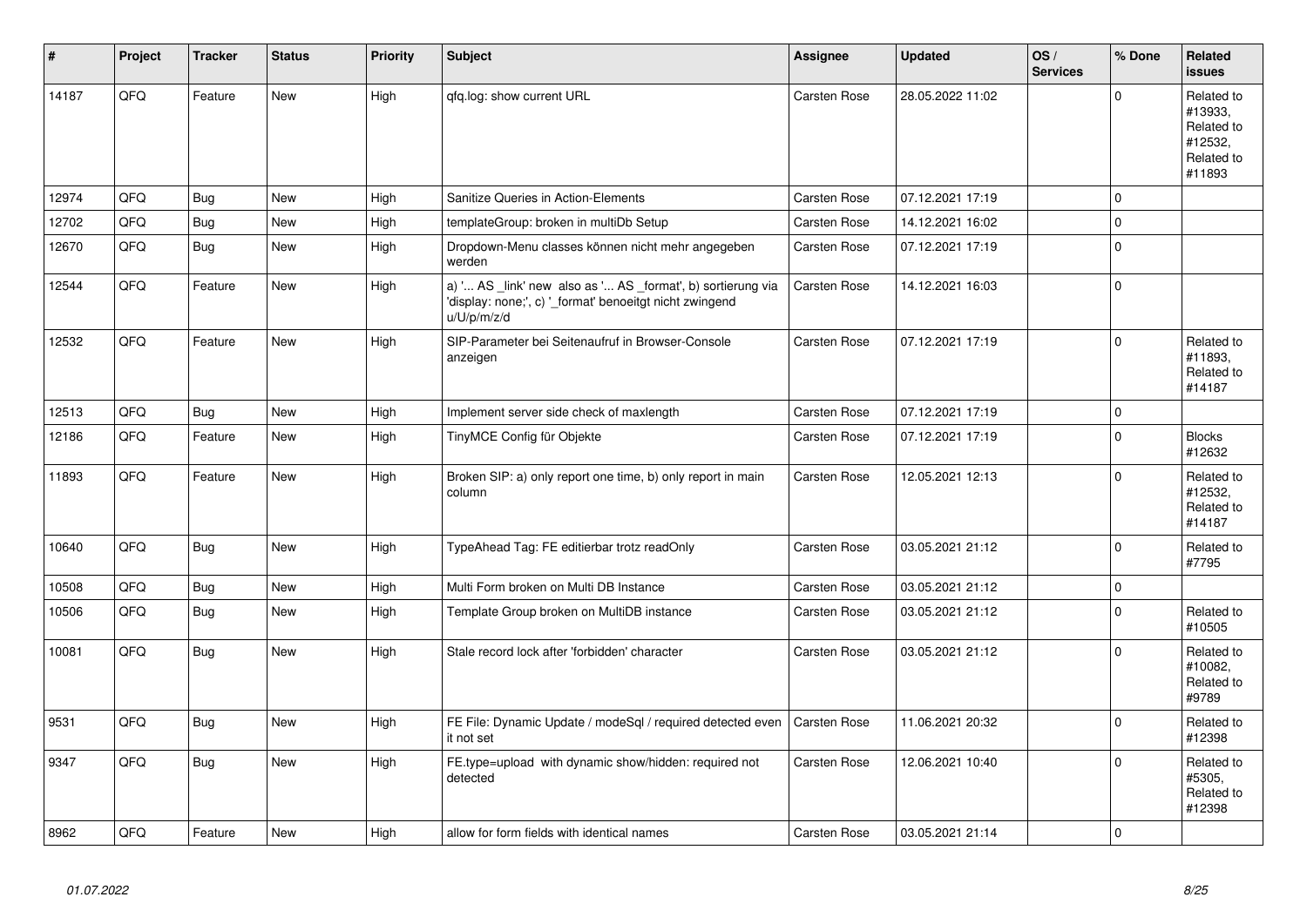| # | Project | Tracker | Status | Priority | Subject | Assignee | Updated | OS / Services | % Done | Related issues |
|---|---|---|---|---|---|---|---|---|---|---|
| 14187 | QFQ | Feature | New | High | qfq.log: show current URL | Carsten Rose | 28.05.2022 11:02 | | 0 | Related to #13933, Related to #12532, Related to #11893 |
| 12974 | QFQ | Bug | New | High | Sanitize Queries in Action-Elements | Carsten Rose | 07.12.2021 17:19 | | 0 | |
| 12702 | QFQ | Bug | New | High | templateGroup: broken in multiDb Setup | Carsten Rose | 14.12.2021 16:02 | | 0 | |
| 12670 | QFQ | Bug | New | High | Dropdown-Menu classes können nicht mehr angegeben werden | Carsten Rose | 07.12.2021 17:19 | | 0 | |
| 12544 | QFQ | Feature | New | High | a) '... AS _link' new also as '... AS _format', b) sortierung via 'display: none;', c) '_format' benoeitgt nicht zwingend u/U/p/m/z/d | Carsten Rose | 14.12.2021 16:03 | | 0 | |
| 12532 | QFQ | Feature | New | High | SIP-Parameter bei Seitenaufruf in Browser-Console anzeigen | Carsten Rose | 07.12.2021 17:19 | | 0 | Related to #11893, Related to #14187 |
| 12513 | QFQ | Bug | New | High | Implement server side check of maxlength | Carsten Rose | 07.12.2021 17:19 | | 0 | |
| 12186 | QFQ | Feature | New | High | TinyMCE Config für Objekte | Carsten Rose | 07.12.2021 17:19 | | 0 | Blocks #12632 |
| 11893 | QFQ | Feature | New | High | Broken SIP: a) only report one time, b) only report in main column | Carsten Rose | 12.05.2021 12:13 | | 0 | Related to #12532, Related to #14187 |
| 10640 | QFQ | Bug | New | High | TypeAhead Tag: FE editierbar trotz readOnly | Carsten Rose | 03.05.2021 21:12 | | 0 | Related to #7795 |
| 10508 | QFQ | Bug | New | High | Multi Form broken on Multi DB Instance | Carsten Rose | 03.05.2021 21:12 | | 0 | |
| 10506 | QFQ | Bug | New | High | Template Group broken on MultiDB instance | Carsten Rose | 03.05.2021 21:12 | | 0 | Related to #10505 |
| 10081 | QFQ | Bug | New | High | Stale record lock after 'forbidden' character | Carsten Rose | 03.05.2021 21:12 | | 0 | Related to #10082, Related to #9789 |
| 9531 | QFQ | Bug | New | High | FE File: Dynamic Update / modeSql / required detected even it not set | Carsten Rose | 11.06.2021 20:32 | | 0 | Related to #12398 |
| 9347 | QFQ | Bug | New | High | FE.type=upload with dynamic show/hidden: required not detected | Carsten Rose | 12.06.2021 10:40 | | 0 | Related to #5305, Related to #12398 |
| 8962 | QFQ | Feature | New | High | allow for form fields with identical names | Carsten Rose | 03.05.2021 21:14 | | 0 | |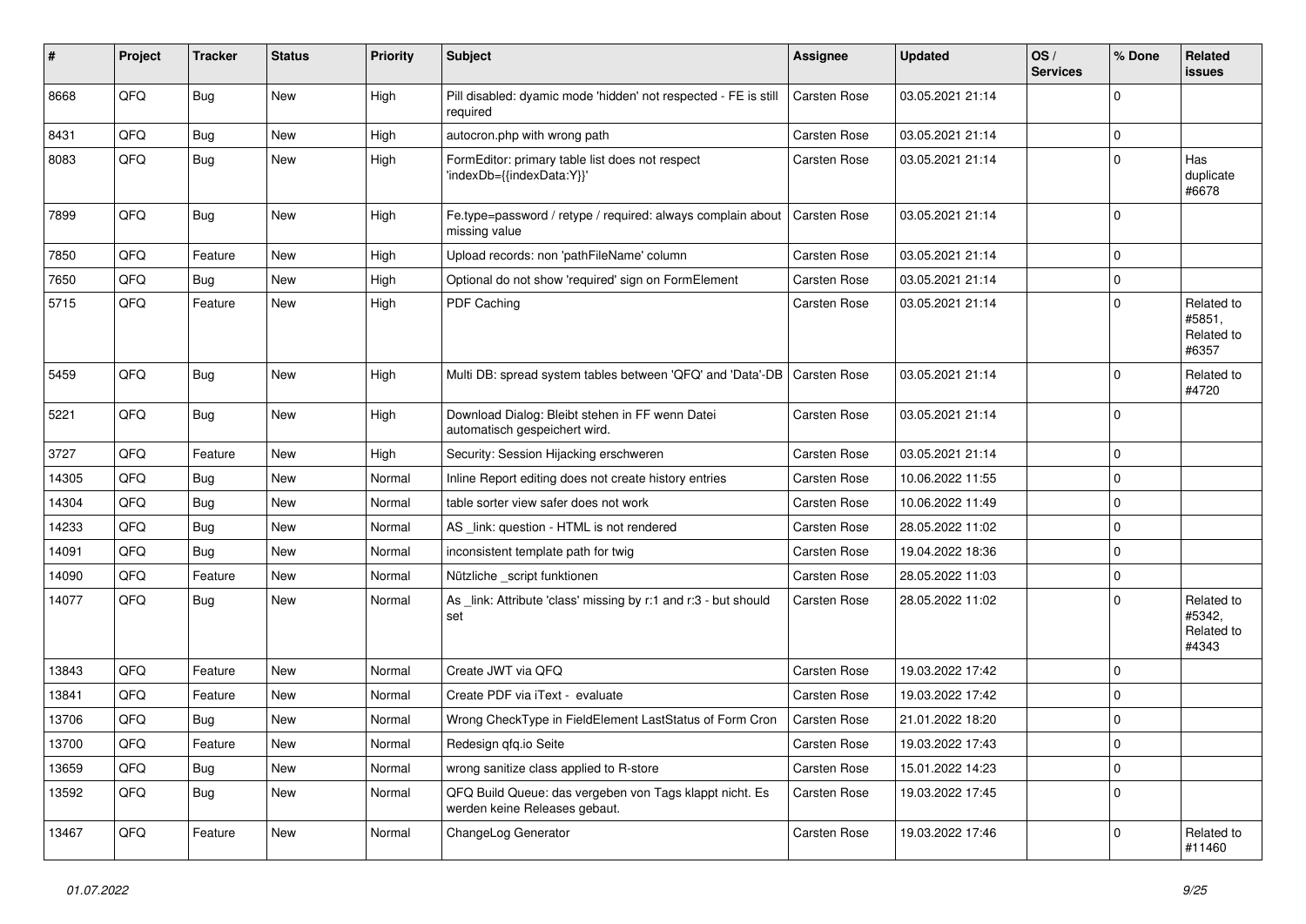| # | Project | Tracker | Status | Priority | Subject | Assignee | Updated | OS / Services | % Done | Related issues |
|---|---|---|---|---|---|---|---|---|---|---|
| 8668 | QFQ | Bug | New | High | Pill disabled: dyamic mode 'hidden' not respected - FE is still required | Carsten Rose | 03.05.2021 21:14 | | 0 | |
| 8431 | QFQ | Bug | New | High | autocron.php with wrong path | Carsten Rose | 03.05.2021 21:14 | | 0 | |
| 8083 | QFQ | Bug | New | High | FormEditor: primary table list does not respect 'indexDb={{indexData:Y}}' | Carsten Rose | 03.05.2021 21:14 | | 0 | Has duplicate #6678 |
| 7899 | QFQ | Bug | New | High | Fe.type=password / retype / required: always complain about missing value | Carsten Rose | 03.05.2021 21:14 | | 0 | |
| 7850 | QFQ | Feature | New | High | Upload records: non 'pathFileName' column | Carsten Rose | 03.05.2021 21:14 | | 0 | |
| 7650 | QFQ | Bug | New | High | Optional do not show 'required' sign on FormElement | Carsten Rose | 03.05.2021 21:14 | | 0 | |
| 5715 | QFQ | Feature | New | High | PDF Caching | Carsten Rose | 03.05.2021 21:14 | | 0 | Related to #5851, Related to #6357 |
| 5459 | QFQ | Bug | New | High | Multi DB: spread system tables between 'QFQ' and 'Data'-DB | Carsten Rose | 03.05.2021 21:14 | | 0 | Related to #4720 |
| 5221 | QFQ | Bug | New | High | Download Dialog: Bleibt stehen in FF wenn Datei automatisch gespeichert wird. | Carsten Rose | 03.05.2021 21:14 | | 0 | |
| 3727 | QFQ | Feature | New | High | Security: Session Hijacking erschweren | Carsten Rose | 03.05.2021 21:14 | | 0 | |
| 14305 | QFQ | Bug | New | Normal | Inline Report editing does not create history entries | Carsten Rose | 10.06.2022 11:55 | | 0 | |
| 14304 | QFQ | Bug | New | Normal | table sorter view safer does not work | Carsten Rose | 10.06.2022 11:49 | | 0 | |
| 14233 | QFQ | Bug | New | Normal | AS _link: question - HTML is not rendered | Carsten Rose | 28.05.2022 11:02 | | 0 | |
| 14091 | QFQ | Bug | New | Normal | inconsistent template path for twig | Carsten Rose | 19.04.2022 18:36 | | 0 | |
| 14090 | QFQ | Feature | New | Normal | Nützliche _script funktionen | Carsten Rose | 28.05.2022 11:03 | | 0 | |
| 14077 | QFQ | Bug | New | Normal | As _link: Attribute 'class' missing by r:1 and r:3 - but should set | Carsten Rose | 28.05.2022 11:02 | | 0 | Related to #5342, Related to #4343 |
| 13843 | QFQ | Feature | New | Normal | Create JWT via QFQ | Carsten Rose | 19.03.2022 17:42 | | 0 | |
| 13841 | QFQ | Feature | New | Normal | Create PDF via iText - evaluate | Carsten Rose | 19.03.2022 17:42 | | 0 | |
| 13706 | QFQ | Bug | New | Normal | Wrong CheckType in FieldElement LastStatus of Form Cron | Carsten Rose | 21.01.2022 18:20 | | 0 | |
| 13700 | QFQ | Feature | New | Normal | Redesign qfq.io Seite | Carsten Rose | 19.03.2022 17:43 | | 0 | |
| 13659 | QFQ | Bug | New | Normal | wrong sanitize class applied to R-store | Carsten Rose | 15.01.2022 14:23 | | 0 | |
| 13592 | QFQ | Bug | New | Normal | QFQ Build Queue: das vergeben von Tags klappt nicht. Es werden keine Releases gebaut. | Carsten Rose | 19.03.2022 17:45 | | 0 | |
| 13467 | QFQ | Feature | New | Normal | ChangeLog Generator | Carsten Rose | 19.03.2022 17:46 | | 0 | Related to #11460 |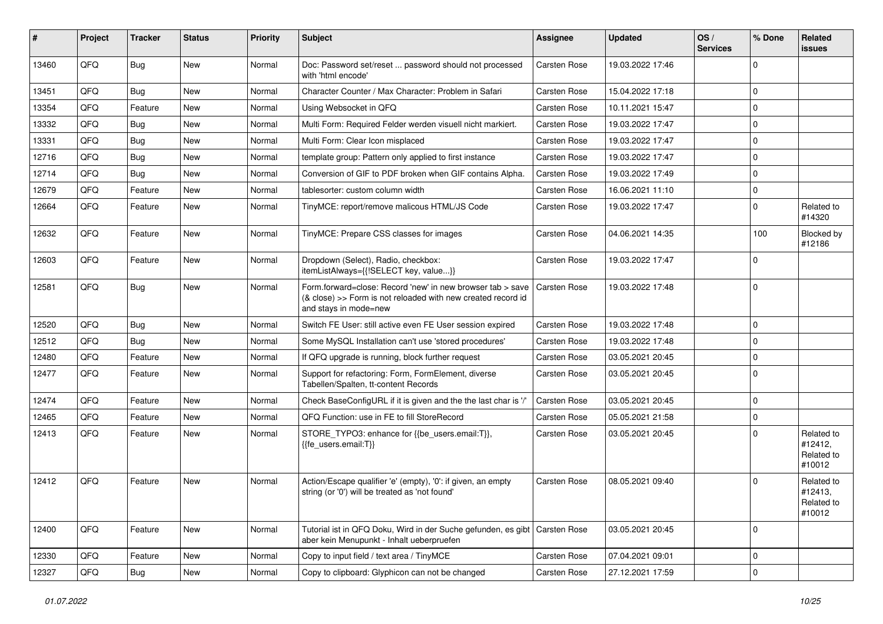| # | Project | Tracker | Status | Priority | Subject | Assignee | Updated | OS / Services | % Done | Related issues |
|---|---|---|---|---|---|---|---|---|---|---|
| 13460 | QFQ | Bug | New | Normal | Doc: Password set/reset ... password should not processed with 'html encode' | Carsten Rose | 19.03.2022 17:46 | | 0 | |
| 13451 | QFQ | Bug | New | Normal | Character Counter / Max Character: Problem in Safari | Carsten Rose | 15.04.2022 17:18 | | 0 | |
| 13354 | QFQ | Feature | New | Normal | Using Websocket in QFQ | Carsten Rose | 10.11.2021 15:47 | | 0 | |
| 13332 | QFQ | Bug | New | Normal | Multi Form: Required Felder werden visuell nicht markiert. | Carsten Rose | 19.03.2022 17:47 | | 0 | |
| 13331 | QFQ | Bug | New | Normal | Multi Form: Clear Icon misplaced | Carsten Rose | 19.03.2022 17:47 | | 0 | |
| 12716 | QFQ | Bug | New | Normal | template group: Pattern only applied to first instance | Carsten Rose | 19.03.2022 17:47 | | 0 | |
| 12714 | QFQ | Bug | New | Normal | Conversion of GIF to PDF broken when GIF contains Alpha. | Carsten Rose | 19.03.2022 17:49 | | 0 | |
| 12679 | QFQ | Feature | New | Normal | tablesorter: custom column width | Carsten Rose | 16.06.2021 11:10 | | 0 | |
| 12664 | QFQ | Feature | New | Normal | TinyMCE: report/remove malicous HTML/JS Code | Carsten Rose | 19.03.2022 17:47 | | 0 | Related to #14320 |
| 12632 | QFQ | Feature | New | Normal | TinyMCE: Prepare CSS classes for images | Carsten Rose | 04.06.2021 14:35 | | 100 | Blocked by #12186 |
| 12603 | QFQ | Feature | New | Normal | Dropdown (Select), Radio, checkbox: itemListAlways={{!SELECT key, value...}} | Carsten Rose | 19.03.2022 17:47 | | 0 | |
| 12581 | QFQ | Bug | New | Normal | Form.forward=close: Record 'new' in new browser tab > save (& close) >> Form is not reloaded with new created record id and stays in mode=new | Carsten Rose | 19.03.2022 17:48 | | 0 | |
| 12520 | QFQ | Bug | New | Normal | Switch FE User: still active even FE User session expired | Carsten Rose | 19.03.2022 17:48 | | 0 | |
| 12512 | QFQ | Bug | New | Normal | Some MySQL Installation can't use 'stored procedures' | Carsten Rose | 19.03.2022 17:48 | | 0 | |
| 12480 | QFQ | Feature | New | Normal | If QFQ upgrade is running, block further request | Carsten Rose | 03.05.2021 20:45 | | 0 | |
| 12477 | QFQ | Feature | New | Normal | Support for refactoring: Form, FormElement, diverse Tabellen/Spalten, tt-content Records | Carsten Rose | 03.05.2021 20:45 | | 0 | |
| 12474 | QFQ | Feature | New | Normal | Check BaseConfigURL if it is given and the the last char is '/' | Carsten Rose | 03.05.2021 20:45 | | 0 | |
| 12465 | QFQ | Feature | New | Normal | QFQ Function: use in FE to fill StoreRecord | Carsten Rose | 05.05.2021 21:58 | | 0 | |
| 12413 | QFQ | Feature | New | Normal | STORE_TYPO3: enhance for {{be_users.email:T}}, {{fe_users.email:T}} | Carsten Rose | 03.05.2021 20:45 | | 0 | Related to #12412, Related to #10012 |
| 12412 | QFQ | Feature | New | Normal | Action/Escape qualifier 'e' (empty), '0': if given, an empty string (or '0') will be treated as 'not found' | Carsten Rose | 08.05.2021 09:40 | | 0 | Related to #12413, Related to #10012 |
| 12400 | QFQ | Feature | New | Normal | Tutorial ist in QFQ Doku, Wird in der Suche gefunden, es gibt aber kein Menupunkt - Inhalt ueberpruefen | Carsten Rose | 03.05.2021 20:45 | | 0 | |
| 12330 | QFQ | Feature | New | Normal | Copy to input field / text area / TinyMCE | Carsten Rose | 07.04.2021 09:01 | | 0 | |
| 12327 | QFQ | Bug | New | Normal | Copy to clipboard: Glyphicon can not be changed | Carsten Rose | 27.12.2021 17:59 | | 0 | |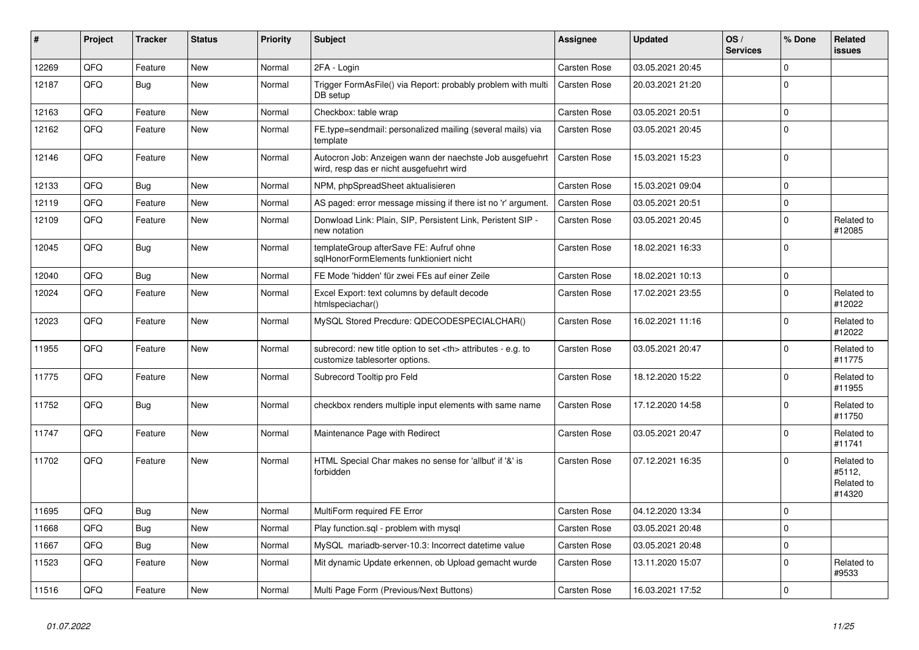| # | Project | Tracker | Status | Priority | Subject | Assignee | Updated | OS / Services | % Done | Related issues |
|---|---|---|---|---|---|---|---|---|---|---|
| 12269 | QFQ | Feature | New | Normal | 2FA - Login | Carsten Rose | 03.05.2021 20:45 | | 0 | |
| 12187 | QFQ | Bug | New | Normal | Trigger FormAsFile() via Report: probably problem with multi DB setup | Carsten Rose | 20.03.2021 21:20 | | 0 | |
| 12163 | QFQ | Feature | New | Normal | Checkbox: table wrap | Carsten Rose | 03.05.2021 20:51 | | 0 | |
| 12162 | QFQ | Feature | New | Normal | FE.type=sendmail: personalized mailing (several mails) via template | Carsten Rose | 03.05.2021 20:45 | | 0 | |
| 12146 | QFQ | Feature | New | Normal | Autocron Job: Anzeigen wann der naechste Job ausgefuehrt wird, resp das er nicht ausgefuehrt wird | Carsten Rose | 15.03.2021 15:23 | | 0 | |
| 12133 | QFQ | Bug | New | Normal | NPM, phpSpreadSheet aktualisieren | Carsten Rose | 15.03.2021 09:04 | | 0 | |
| 12119 | QFQ | Feature | New | Normal | AS paged: error message missing if there ist no 'r' argument. | Carsten Rose | 03.05.2021 20:51 | | 0 | |
| 12109 | QFQ | Feature | New | Normal | Donwload Link: Plain, SIP, Persistent Link, Peristent SIP - new notation | Carsten Rose | 03.05.2021 20:45 | | 0 | Related to #12085 |
| 12045 | QFQ | Bug | New | Normal | templateGroup afterSave FE: Aufruf ohne sqlHonorFormElements funktioniert nicht | Carsten Rose | 18.02.2021 16:33 | | 0 | |
| 12040 | QFQ | Bug | New | Normal | FE Mode 'hidden' für zwei FEs auf einer Zeile | Carsten Rose | 18.02.2021 10:13 | | 0 | |
| 12024 | QFQ | Feature | New | Normal | Excel Export: text columns by default decode htmlspeciachar() | Carsten Rose | 17.02.2021 23:55 | | 0 | Related to #12022 |
| 12023 | QFQ | Feature | New | Normal | MySQL Stored Precdure: QDECODESPECIALCHAR() | Carsten Rose | 16.02.2021 11:16 | | 0 | Related to #12022 |
| 11955 | QFQ | Feature | New | Normal | subrecord: new title option to set <th> attributes - e.g. to customize tablesorter options. | Carsten Rose | 03.05.2021 20:47 | | 0 | Related to #11775 |
| 11775 | QFQ | Feature | New | Normal | Subrecord Tooltip pro Feld | Carsten Rose | 18.12.2020 15:22 | | 0 | Related to #11955 |
| 11752 | QFQ | Bug | New | Normal | checkbox renders multiple input elements with same name | Carsten Rose | 17.12.2020 14:58 | | 0 | Related to #11750 |
| 11747 | QFQ | Feature | New | Normal | Maintenance Page with Redirect | Carsten Rose | 03.05.2021 20:47 | | 0 | Related to #11741 |
| 11702 | QFQ | Feature | New | Normal | HTML Special Char makes no sense for 'allbut' if '&' is forbidden | Carsten Rose | 07.12.2021 16:35 | | 0 | Related to #5112, Related to #14320 |
| 11695 | QFQ | Bug | New | Normal | MultiForm required FE Error | Carsten Rose | 04.12.2020 13:34 | | 0 | |
| 11668 | QFQ | Bug | New | Normal | Play function.sql - problem with mysql | Carsten Rose | 03.05.2021 20:48 | | 0 | |
| 11667 | QFQ | Bug | New | Normal | MySQL mariadb-server-10.3: Incorrect datetime value | Carsten Rose | 03.05.2021 20:48 | | 0 | |
| 11523 | QFQ | Feature | New | Normal | Mit dynamic Update erkennen, ob Upload gemacht wurde | Carsten Rose | 13.11.2020 15:07 | | 0 | Related to #9533 |
| 11516 | QFQ | Feature | New | Normal | Multi Page Form (Previous/Next Buttons) | Carsten Rose | 16.03.2021 17:52 | | 0 | |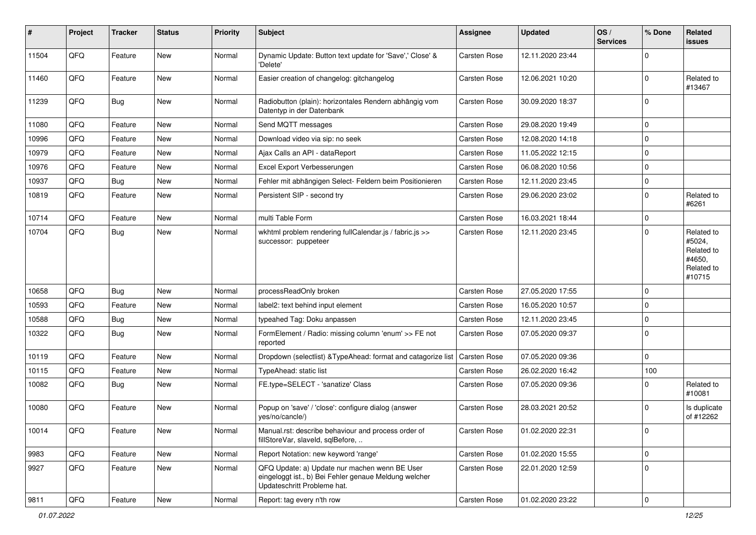| # | Project | Tracker | Status | Priority | Subject | Assignee | Updated | OS / Services | % Done | Related issues |
|---|---|---|---|---|---|---|---|---|---|---|
| 11504 | QFQ | Feature | New | Normal | Dynamic Update: Button text update for 'Save',' Close' & 'Delete' | Carsten Rose | 12.11.2020 23:44 | | 0 | |
| 11460 | QFQ | Feature | New | Normal | Easier creation of changelog: gitchangelog | Carsten Rose | 12.06.2021 10:20 | | 0 | Related to #13467 |
| 11239 | QFQ | Bug | New | Normal | Radiobutton (plain): horizontales Rendern abhängig vom Datentyp in der Datenbank | Carsten Rose | 30.09.2020 18:37 | | 0 | |
| 11080 | QFQ | Feature | New | Normal | Send MQTT messages | Carsten Rose | 29.08.2020 19:49 | | 0 | |
| 10996 | QFQ | Feature | New | Normal | Download video via sip: no seek | Carsten Rose | 12.08.2020 14:18 | | 0 | |
| 10979 | QFQ | Feature | New | Normal | Ajax Calls an API - dataReport | Carsten Rose | 11.05.2022 12:15 | | 0 | |
| 10976 | QFQ | Feature | New | Normal | Excel Export Verbesserungen | Carsten Rose | 06.08.2020 10:56 | | 0 | |
| 10937 | QFQ | Bug | New | Normal | Fehler mit abhängigen Select- Feldern beim Positionieren | Carsten Rose | 12.11.2020 23:45 | | 0 | |
| 10819 | QFQ | Feature | New | Normal | Persistent SIP - second try | Carsten Rose | 29.06.2020 23:02 | | 0 | Related to #6261 |
| 10714 | QFQ | Feature | New | Normal | multi Table Form | Carsten Rose | 16.03.2021 18:44 | | 0 | |
| 10704 | QFQ | Bug | New | Normal | wkhtml problem rendering fullCalendar.js / fabric.js >> successor: puppeteer | Carsten Rose | 12.11.2020 23:45 | | 0 | Related to #5024, Related to #4650, Related to #10715 |
| 10658 | QFQ | Bug | New | Normal | processReadOnly broken | Carsten Rose | 27.05.2020 17:55 | | 0 | |
| 10593 | QFQ | Feature | New | Normal | label2: text behind input element | Carsten Rose | 16.05.2020 10:57 | | 0 | |
| 10588 | QFQ | Bug | New | Normal | typeahed Tag: Doku anpassen | Carsten Rose | 12.11.2020 23:45 | | 0 | |
| 10322 | QFQ | Bug | New | Normal | FormElement / Radio: missing column 'enum' >> FE not reported | Carsten Rose | 07.05.2020 09:37 | | 0 | |
| 10119 | QFQ | Feature | New | Normal | Dropdown (selectlist) &TypeAhead: format and catagorize list | Carsten Rose | 07.05.2020 09:36 | | 0 | |
| 10115 | QFQ | Feature | New | Normal | TypeAhead: static list | Carsten Rose | 26.02.2020 16:42 | | 100 | |
| 10082 | QFQ | Bug | New | Normal | FE.type=SELECT - 'sanatize' Class | Carsten Rose | 07.05.2020 09:36 | | 0 | Related to #10081 |
| 10080 | QFQ | Feature | New | Normal | Popup on 'save' / 'close': configure dialog (answer yes/no/cancle/) | Carsten Rose | 28.03.2021 20:52 | | 0 | Is duplicate of #12262 |
| 10014 | QFQ | Feature | New | Normal | Manual.rst: describe behaviour and process order of fillStoreVar, slaveId, sqlBefore, .. | Carsten Rose | 01.02.2020 22:31 | | 0 | |
| 9983 | QFQ | Feature | New | Normal | Report Notation: new keyword 'range' | Carsten Rose | 01.02.2020 15:55 | | 0 | |
| 9927 | QFQ | Feature | New | Normal | QFQ Update: a) Update nur machen wenn BE User eingeloggt ist., b) Bei Fehler genaue Meldung welcher Updateschritt Probleme hat. | Carsten Rose | 22.01.2020 12:59 | | 0 | |
| 9811 | QFQ | Feature | New | Normal | Report: tag every n'th row | Carsten Rose | 01.02.2020 23:22 | | 0 | |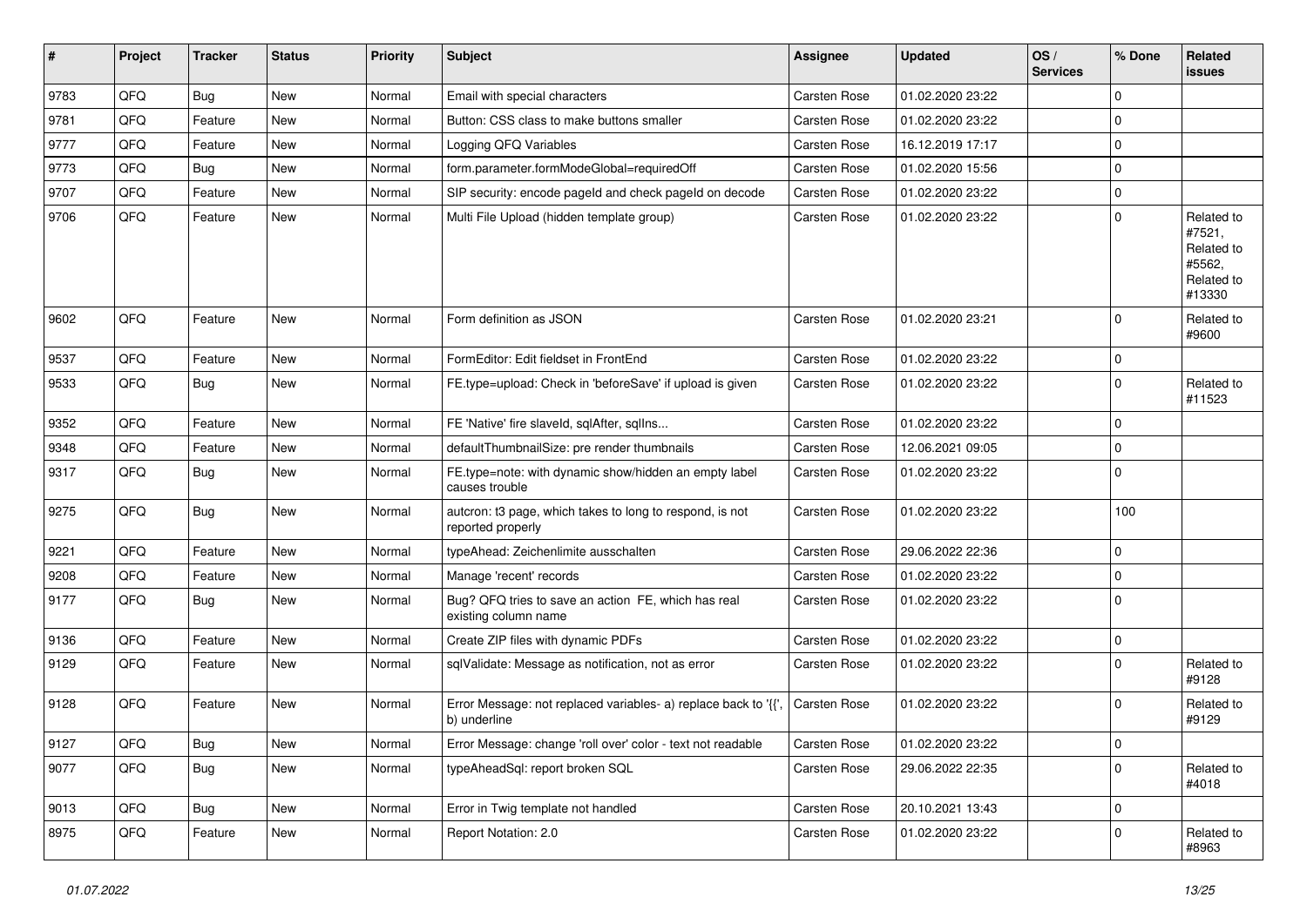| # | Project | Tracker | Status | Priority | Subject | Assignee | Updated | OS / Services | % Done | Related issues |
|---|---|---|---|---|---|---|---|---|---|---|
| 9783 | QFQ | Bug | New | Normal | Email with special characters | Carsten Rose | 01.02.2020 23:22 | | 0 | |
| 9781 | QFQ | Feature | New | Normal | Button: CSS class to make buttons smaller | Carsten Rose | 01.02.2020 23:22 | | 0 | |
| 9777 | QFQ | Feature | New | Normal | Logging QFQ Variables | Carsten Rose | 16.12.2019 17:17 | | 0 | |
| 9773 | QFQ | Bug | New | Normal | form.parameter.formModeGlobal=requiredOff | Carsten Rose | 01.02.2020 15:56 | | 0 | |
| 9707 | QFQ | Feature | New | Normal | SIP security: encode pageId and check pageId on decode | Carsten Rose | 01.02.2020 23:22 | | 0 | |
| 9706 | QFQ | Feature | New | Normal | Multi File Upload (hidden template group) | Carsten Rose | 01.02.2020 23:22 | | 0 | Related to #7521, Related to #5562, Related to #13330 |
| 9602 | QFQ | Feature | New | Normal | Form definition as JSON | Carsten Rose | 01.02.2020 23:21 | | 0 | Related to #9600 |
| 9537 | QFQ | Feature | New | Normal | FormEditor: Edit fieldset in FrontEnd | Carsten Rose | 01.02.2020 23:22 | | 0 | |
| 9533 | QFQ | Bug | New | Normal | FE.type=upload: Check in 'beforeSave' if upload is given | Carsten Rose | 01.02.2020 23:22 | | 0 | Related to #11523 |
| 9352 | QFQ | Feature | New | Normal | FE 'Native' fire slaveId, sqlAfter, sqlIns... | Carsten Rose | 01.02.2020 23:22 | | 0 | |
| 9348 | QFQ | Feature | New | Normal | defaultThumbnailSize: pre render thumbnails | Carsten Rose | 12.06.2021 09:05 | | 0 | |
| 9317 | QFQ | Bug | New | Normal | FE.type=note: with dynamic show/hidden an empty label causes trouble | Carsten Rose | 01.02.2020 23:22 | | 0 | |
| 9275 | QFQ | Bug | New | Normal | autcron: t3 page, which takes to long to respond, is not reported properly | Carsten Rose | 01.02.2020 23:22 | | 100 | |
| 9221 | QFQ | Feature | New | Normal | typeAhead: Zeichenlimite ausschalten | Carsten Rose | 29.06.2022 22:36 | | 0 | |
| 9208 | QFQ | Feature | New | Normal | Manage 'recent' records | Carsten Rose | 01.02.2020 23:22 | | 0 | |
| 9177 | QFQ | Bug | New | Normal | Bug? QFQ tries to save an action FE, which has real existing column name | Carsten Rose | 01.02.2020 23:22 | | 0 | |
| 9136 | QFQ | Feature | New | Normal | Create ZIP files with dynamic PDFs | Carsten Rose | 01.02.2020 23:22 | | 0 | |
| 9129 | QFQ | Feature | New | Normal | sqlValidate: Message as notification, not as error | Carsten Rose | 01.02.2020 23:22 | | 0 | Related to #9128 |
| 9128 | QFQ | Feature | New | Normal | Error Message: not replaced variables- a) replace back to '{{', b) underline | Carsten Rose | 01.02.2020 23:22 | | 0 | Related to #9129 |
| 9127 | QFQ | Bug | New | Normal | Error Message: change 'roll over' color - text not readable | Carsten Rose | 01.02.2020 23:22 | | 0 | |
| 9077 | QFQ | Bug | New | Normal | typeAheadSql: report broken SQL | Carsten Rose | 29.06.2022 22:35 | | 0 | Related to #4018 |
| 9013 | QFQ | Bug | New | Normal | Error in Twig template not handled | Carsten Rose | 20.10.2021 13:43 | | 0 | |
| 8975 | QFQ | Feature | New | Normal | Report Notation: 2.0 | Carsten Rose | 01.02.2020 23:22 | | 0 | Related to #8963 |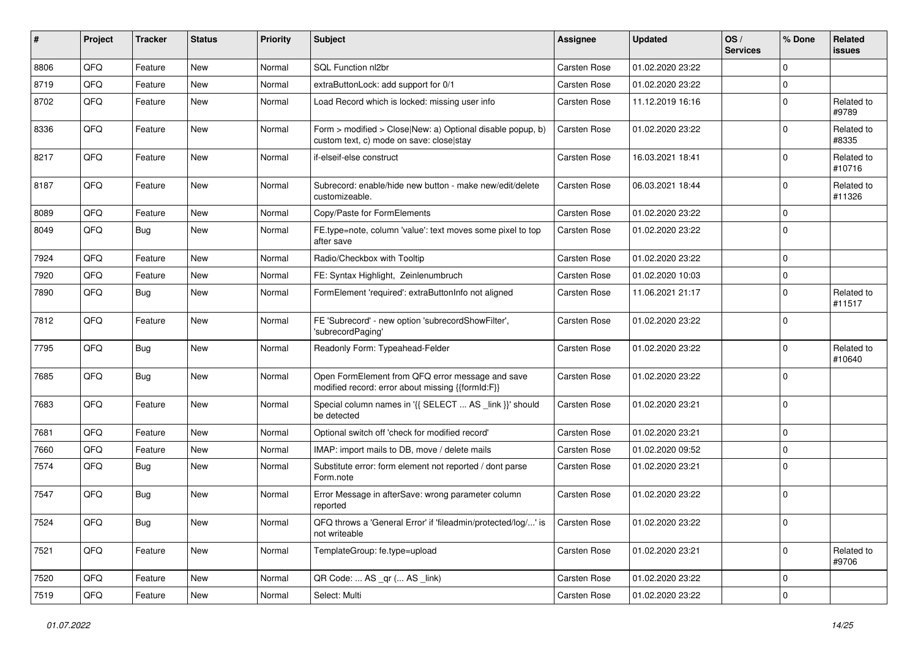| # | Project | Tracker | Status | Priority | Subject | Assignee | Updated | OS / Services | % Done | Related issues |
|---|---|---|---|---|---|---|---|---|---|---|
| 8806 | QFQ | Feature | New | Normal | SQL Function nl2br | Carsten Rose | 01.02.2020 23:22 | | 0 | |
| 8719 | QFQ | Feature | New | Normal | extraButtonLock: add support for 0/1 | Carsten Rose | 01.02.2020 23:22 | | 0 | |
| 8702 | QFQ | Feature | New | Normal | Load Record which is locked: missing user info | Carsten Rose | 11.12.2019 16:16 | | 0 | Related to #9789 |
| 8336 | QFQ | Feature | New | Normal | Form > modified > Close\|New: a) Optional disable popup, b) custom text, c) mode on save: close\|stay | Carsten Rose | 01.02.2020 23:22 | | 0 | Related to #8335 |
| 8217 | QFQ | Feature | New | Normal | if-elseif-else construct | Carsten Rose | 16.03.2021 18:41 | | 0 | Related to #10716 |
| 8187 | QFQ | Feature | New | Normal | Subrecord: enable/hide new button - make new/edit/delete customizeable. | Carsten Rose | 06.03.2021 18:44 | | 0 | Related to #11326 |
| 8089 | QFQ | Feature | New | Normal | Copy/Paste for FormElements | Carsten Rose | 01.02.2020 23:22 | | 0 | |
| 8049 | QFQ | Bug | New | Normal | FE.type=note, column 'value': text moves some pixel to top after save | Carsten Rose | 01.02.2020 23:22 | | 0 | |
| 7924 | QFQ | Feature | New | Normal | Radio/Checkbox with Tooltip | Carsten Rose | 01.02.2020 23:22 | | 0 | |
| 7920 | QFQ | Feature | New | Normal | FE: Syntax Highlight, Zeinlenumbruch | Carsten Rose | 01.02.2020 10:03 | | 0 | |
| 7890 | QFQ | Bug | New | Normal | FormElement 'required': extraButtonInfo not aligned | Carsten Rose | 11.06.2021 21:17 | | 0 | Related to #11517 |
| 7812 | QFQ | Feature | New | Normal | FE 'Subrecord' - new option 'subrecordShowFilter', 'subrecordPaging' | Carsten Rose | 01.02.2020 23:22 | | 0 | |
| 7795 | QFQ | Bug | New | Normal | Readonly Form: Typeahead-Felder | Carsten Rose | 01.02.2020 23:22 | | 0 | Related to #10640 |
| 7685 | QFQ | Bug | New | Normal | Open FormElement from QFQ error message and save modified record: error about missing {{formId:F}} | Carsten Rose | 01.02.2020 23:22 | | 0 | |
| 7683 | QFQ | Feature | New | Normal | Special column names in '{{ SELECT ... AS _link }}' should be detected | Carsten Rose | 01.02.2020 23:21 | | 0 | |
| 7681 | QFQ | Feature | New | Normal | Optional switch off 'check for modified record' | Carsten Rose | 01.02.2020 23:21 | | 0 | |
| 7660 | QFQ | Feature | New | Normal | IMAP: import mails to DB, move / delete mails | Carsten Rose | 01.02.2020 09:52 | | 0 | |
| 7574 | QFQ | Bug | New | Normal | Substitute error: form element not reported / dont parse Form.note | Carsten Rose | 01.02.2020 23:21 | | 0 | |
| 7547 | QFQ | Bug | New | Normal | Error Message in afterSave: wrong parameter column reported | Carsten Rose | 01.02.2020 23:22 | | 0 | |
| 7524 | QFQ | Bug | New | Normal | QFQ throws a 'General Error' if 'fileadmin/protected/log/...' is not writeable | Carsten Rose | 01.02.2020 23:22 | | 0 | |
| 7521 | QFQ | Feature | New | Normal | TemplateGroup: fe.type=upload | Carsten Rose | 01.02.2020 23:21 | | 0 | Related to #9706 |
| 7520 | QFQ | Feature | New | Normal | QR Code: ... AS _qr (... AS _link) | Carsten Rose | 01.02.2020 23:22 | | 0 | |
| 7519 | QFQ | Feature | New | Normal | Select: Multi | Carsten Rose | 01.02.2020 23:22 | | 0 | |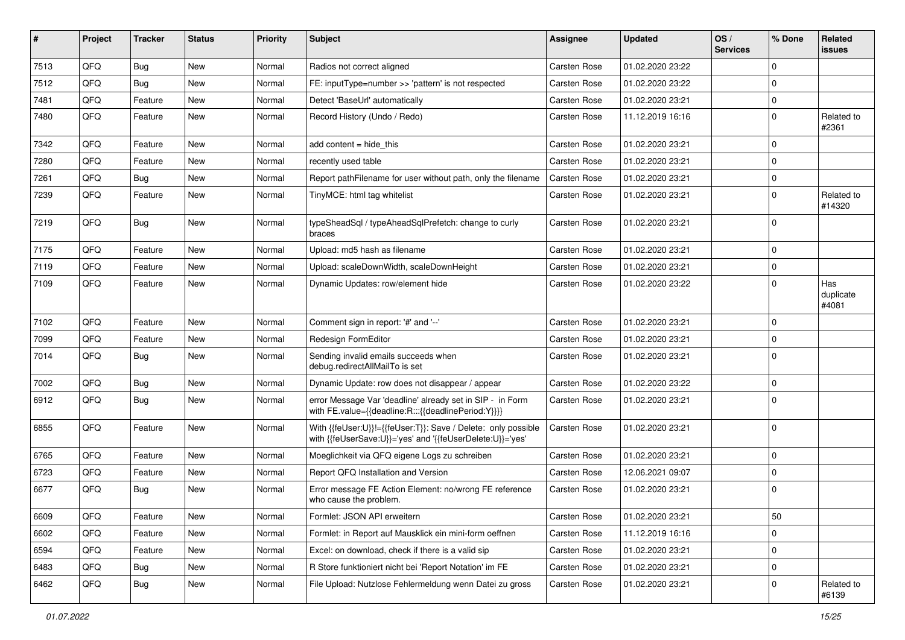| # | Project | Tracker | Status | Priority | Subject | Assignee | Updated | OS / Services | % Done | Related issues |
|---|---|---|---|---|---|---|---|---|---|---|
| 7513 | QFQ | Bug | New | Normal | Radios not correct aligned | Carsten Rose | 01.02.2020 23:22 | | 0 | |
| 7512 | QFQ | Bug | New | Normal | FE: inputType=number >> 'pattern' is not respected | Carsten Rose | 01.02.2020 23:22 | | 0 | |
| 7481 | QFQ | Feature | New | Normal | Detect 'BaseUrl' automatically | Carsten Rose | 01.02.2020 23:21 | | 0 | |
| 7480 | QFQ | Feature | New | Normal | Record History (Undo / Redo) | Carsten Rose | 11.12.2019 16:16 | | 0 | Related to #2361 |
| 7342 | QFQ | Feature | New | Normal | add content = hide_this | Carsten Rose | 01.02.2020 23:21 | | 0 | |
| 7280 | QFQ | Feature | New | Normal | recently used table | Carsten Rose | 01.02.2020 23:21 | | 0 | |
| 7261 | QFQ | Bug | New | Normal | Report pathFilename for user without path, only the filename | Carsten Rose | 01.02.2020 23:21 | | 0 | |
| 7239 | QFQ | Feature | New | Normal | TinyMCE: html tag whitelist | Carsten Rose | 01.02.2020 23:21 | | 0 | Related to #14320 |
| 7219 | QFQ | Bug | New | Normal | typeSheadSql / typeAheadSqlPrefetch: change to curly braces | Carsten Rose | 01.02.2020 23:21 | | 0 | |
| 7175 | QFQ | Feature | New | Normal | Upload: md5 hash as filename | Carsten Rose | 01.02.2020 23:21 | | 0 | |
| 7119 | QFQ | Feature | New | Normal | Upload: scaleDownWidth, scaleDownHeight | Carsten Rose | 01.02.2020 23:21 | | 0 | |
| 7109 | QFQ | Feature | New | Normal | Dynamic Updates: row/element hide | Carsten Rose | 01.02.2020 23:22 | | 0 | Has duplicate #4081 |
| 7102 | QFQ | Feature | New | Normal | Comment sign in report: '#' and '--' | Carsten Rose | 01.02.2020 23:21 | | 0 | |
| 7099 | QFQ | Feature | New | Normal | Redesign FormEditor | Carsten Rose | 01.02.2020 23:21 | | 0 | |
| 7014 | QFQ | Bug | New | Normal | Sending invalid emails succeeds when debug.redirectAllMailTo is set | Carsten Rose | 01.02.2020 23:21 | | 0 | |
| 7002 | QFQ | Bug | New | Normal | Dynamic Update: row does not disappear / appear | Carsten Rose | 01.02.2020 23:22 | | 0 | |
| 6912 | QFQ | Bug | New | Normal | error Message Var 'deadline' already set in SIP - in Form with FE.value={{deadline:R:::{{deadlinePeriod:Y}}}} | Carsten Rose | 01.02.2020 23:21 | | 0 | |
| 6855 | QFQ | Feature | New | Normal | With {{feUser:U}}!={{feUser:T}}: Save / Delete: only possible with {{feUserSave:U}}='yes' and '{{feUserDelete:U}}='yes' | Carsten Rose | 01.02.2020 23:21 | | 0 | |
| 6765 | QFQ | Feature | New | Normal | Moeglichkeit via QFQ eigene Logs zu schreiben | Carsten Rose | 01.02.2020 23:21 | | 0 | |
| 6723 | QFQ | Feature | New | Normal | Report QFQ Installation and Version | Carsten Rose | 12.06.2021 09:07 | | 0 | |
| 6677 | QFQ | Bug | New | Normal | Error message FE Action Element: no/wrong FE reference who cause the problem. | Carsten Rose | 01.02.2020 23:21 | | 0 | |
| 6609 | QFQ | Feature | New | Normal | Formlet: JSON API erweitern | Carsten Rose | 01.02.2020 23:21 | | 50 | |
| 6602 | QFQ | Feature | New | Normal | Formlet: in Report auf Mausklick ein mini-form oeffnen | Carsten Rose | 11.12.2019 16:16 | | 0 | |
| 6594 | QFQ | Feature | New | Normal | Excel: on download, check if there is a valid sip | Carsten Rose | 01.02.2020 23:21 | | 0 | |
| 6483 | QFQ | Bug | New | Normal | R Store funktioniert nicht bei 'Report Notation' im FE | Carsten Rose | 01.02.2020 23:21 | | 0 | |
| 6462 | QFQ | Bug | New | Normal | File Upload: Nutzlose Fehlermeldung wenn Datei zu gross | Carsten Rose | 01.02.2020 23:21 | | 0 | Related to #6139 |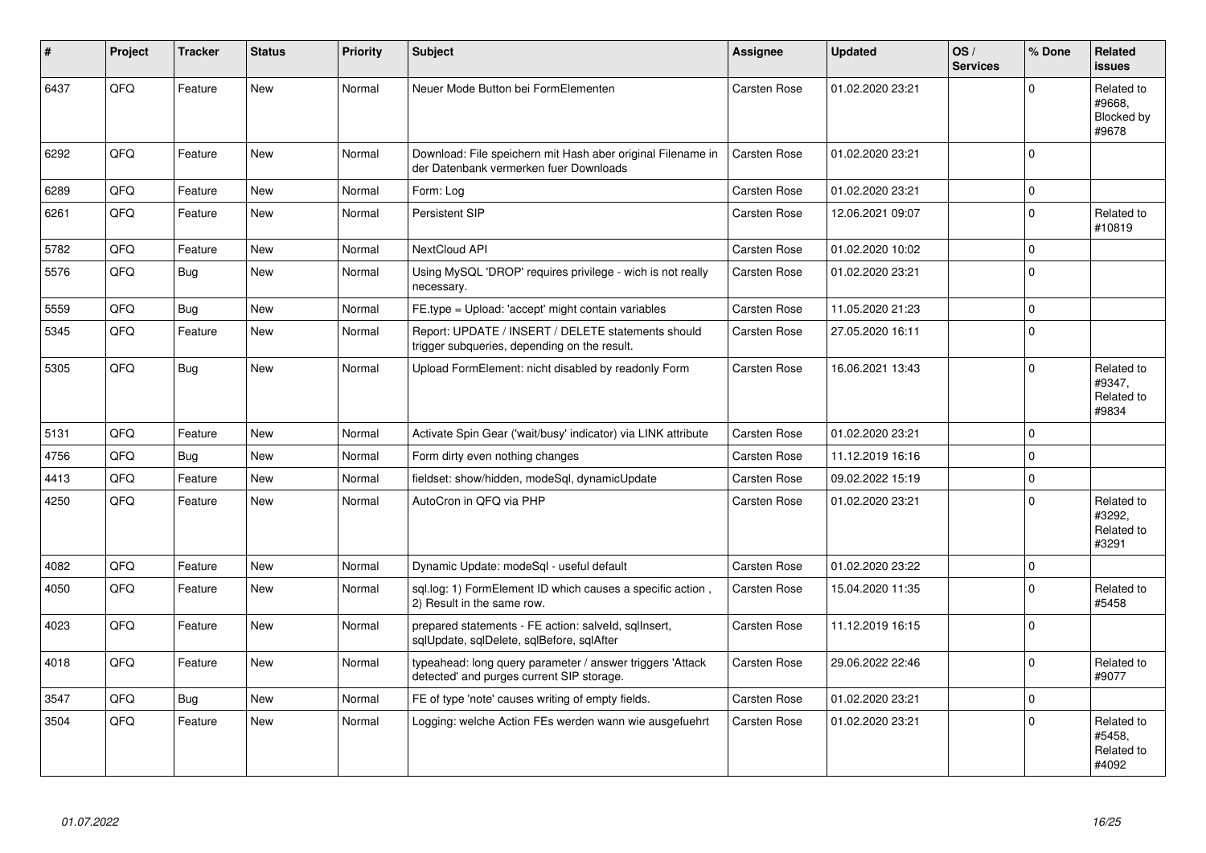| # | Project | Tracker | Status | Priority | Subject | Assignee | Updated | OS / Services | % Done | Related issues |
|---|---|---|---|---|---|---|---|---|---|---|
| 6437 | QFQ | Feature | New | Normal | Neuer Mode Button bei FormElementen | Carsten Rose | 01.02.2020 23:21 | | 0 | Related to #9668, Blocked by #9678 |
| 6292 | QFQ | Feature | New | Normal | Download: File speichern mit Hash aber original Filename in der Datenbank vermerken fuer Downloads | Carsten Rose | 01.02.2020 23:21 | | 0 | |
| 6289 | QFQ | Feature | New | Normal | Form: Log | Carsten Rose | 01.02.2020 23:21 | | 0 | |
| 6261 | QFQ | Feature | New | Normal | Persistent SIP | Carsten Rose | 12.06.2021 09:07 | | 0 | Related to #10819 |
| 5782 | QFQ | Feature | New | Normal | NextCloud API | Carsten Rose | 01.02.2020 10:02 | | 0 | |
| 5576 | QFQ | Bug | New | Normal | Using MySQL 'DROP' requires privilege - wich is not really necessary. | Carsten Rose | 01.02.2020 23:21 | | 0 | |
| 5559 | QFQ | Bug | New | Normal | FE.type = Upload: 'accept' might contain variables | Carsten Rose | 11.05.2020 21:23 | | 0 | |
| 5345 | QFQ | Feature | New | Normal | Report: UPDATE / INSERT / DELETE statements should trigger subqueries, depending on the result. | Carsten Rose | 27.05.2020 16:11 | | 0 | |
| 5305 | QFQ | Bug | New | Normal | Upload FormElement: nicht disabled by readonly Form | Carsten Rose | 16.06.2021 13:43 | | 0 | Related to #9347, Related to #9834 |
| 5131 | QFQ | Feature | New | Normal | Activate Spin Gear ('wait/busy' indicator) via LINK attribute | Carsten Rose | 01.02.2020 23:21 | | 0 | |
| 4756 | QFQ | Bug | New | Normal | Form dirty even nothing changes | Carsten Rose | 11.12.2019 16:16 | | 0 | |
| 4413 | QFQ | Feature | New | Normal | fieldset: show/hidden, modeSql, dynamicUpdate | Carsten Rose | 09.02.2022 15:19 | | 0 | |
| 4250 | QFQ | Feature | New | Normal | AutoCron in QFQ via PHP | Carsten Rose | 01.02.2020 23:21 | | 0 | Related to #3292, Related to #3291 |
| 4082 | QFQ | Feature | New | Normal | Dynamic Update: modeSql - useful default | Carsten Rose | 01.02.2020 23:22 | | 0 | |
| 4050 | QFQ | Feature | New | Normal | sql.log: 1) FormElement ID which causes a specific action , 2) Result in the same row. | Carsten Rose | 15.04.2020 11:35 | | 0 | Related to #5458 |
| 4023 | QFQ | Feature | New | Normal | prepared statements - FE action: salveId, sqlInsert, sqlUpdate, sqlDelete, sqlBefore, sqlAfter | Carsten Rose | 11.12.2019 16:15 | | 0 | |
| 4018 | QFQ | Feature | New | Normal | typeahead: long query parameter / answer triggers 'Attack detected' and purges current SIP storage. | Carsten Rose | 29.06.2022 22:46 | | 0 | Related to #9077 |
| 3547 | QFQ | Bug | New | Normal | FE of type 'note' causes writing of empty fields. | Carsten Rose | 01.02.2020 23:21 | | 0 | |
| 3504 | QFQ | Feature | New | Normal | Logging: welche Action FEs werden wann wie ausgefuehrt | Carsten Rose | 01.02.2020 23:21 | | 0 | Related to #5458, Related to #4092 |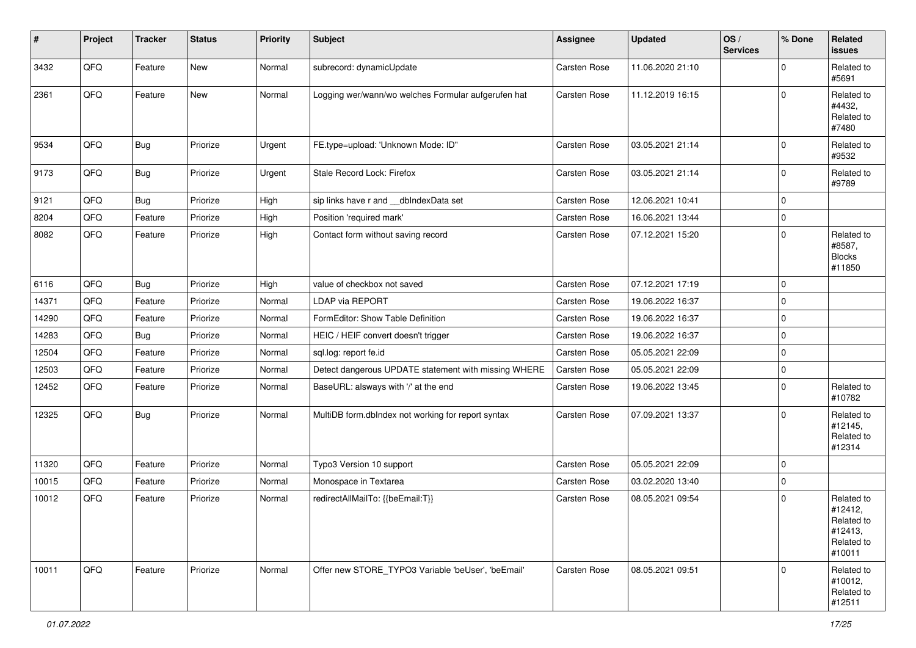| # | Project | Tracker | Status | Priority | Subject | Assignee | Updated | OS / Services | % Done | Related issues |
|---|---|---|---|---|---|---|---|---|---|---|
| 3432 | QFQ | Feature | New | Normal | subrecord: dynamicUpdate | Carsten Rose | 11.06.2020 21:10 | | 0 | Related to #5691 |
| 2361 | QFQ | Feature | New | Normal | Logging wer/wann/wo welches Formular aufgerufen hat | Carsten Rose | 11.12.2019 16:15 | | 0 | Related to #4432, Related to #7480 |
| 9534 | QFQ | Bug | Priorize | Urgent | FE.type=upload: 'Unknown Mode: ID" | Carsten Rose | 03.05.2021 21:14 | | 0 | Related to #9532 |
| 9173 | QFQ | Bug | Priorize | Urgent | Stale Record Lock: Firefox | Carsten Rose | 03.05.2021 21:14 | | 0 | Related to #9789 |
| 9121 | QFQ | Bug | Priorize | High | sip links have r and __dbIndexData set | Carsten Rose | 12.06.2021 10:41 | | 0 | |
| 8204 | QFQ | Feature | Priorize | High | Position 'required mark' | Carsten Rose | 16.06.2021 13:44 | | 0 | |
| 8082 | QFQ | Feature | Priorize | High | Contact form without saving record | Carsten Rose | 07.12.2021 15:20 | | 0 | Related to #8587, Blocks #11850 |
| 6116 | QFQ | Bug | Priorize | High | value of checkbox not saved | Carsten Rose | 07.12.2021 17:19 | | 0 | |
| 14371 | QFQ | Feature | Priorize | Normal | LDAP via REPORT | Carsten Rose | 19.06.2022 16:37 | | 0 | |
| 14290 | QFQ | Feature | Priorize | Normal | FormEditor: Show Table Definition | Carsten Rose | 19.06.2022 16:37 | | 0 | |
| 14283 | QFQ | Bug | Priorize | Normal | HEIC / HEIF convert doesn't trigger | Carsten Rose | 19.06.2022 16:37 | | 0 | |
| 12504 | QFQ | Feature | Priorize | Normal | sql.log: report fe.id | Carsten Rose | 05.05.2021 22:09 | | 0 | |
| 12503 | QFQ | Feature | Priorize | Normal | Detect dangerous UPDATE statement with missing WHERE | Carsten Rose | 05.05.2021 22:09 | | 0 | |
| 12452 | QFQ | Feature | Priorize | Normal | BaseURL: alsways with '/' at the end | Carsten Rose | 19.06.2022 13:45 | | 0 | Related to #10782 |
| 12325 | QFQ | Bug | Priorize | Normal | MultiDB form.dbIndex not working for report syntax | Carsten Rose | 07.09.2021 13:37 | | 0 | Related to #12145, Related to #12314 |
| 11320 | QFQ | Feature | Priorize | Normal | Typo3 Version 10 support | Carsten Rose | 05.05.2021 22:09 | | 0 | |
| 10015 | QFQ | Feature | Priorize | Normal | Monospace in Textarea | Carsten Rose | 03.02.2020 13:40 | | 0 | |
| 10012 | QFQ | Feature | Priorize | Normal | redirectAllMailTo: {{beEmail:T}} | Carsten Rose | 08.05.2021 09:54 | | 0 | Related to #12412, Related to #12413, Related to #10011 |
| 10011 | QFQ | Feature | Priorize | Normal | Offer new STORE_TYPO3 Variable 'beUser', 'beEmail' | Carsten Rose | 08.05.2021 09:51 | | 0 | Related to #10012, Related to #12511 |

*01.07.2022*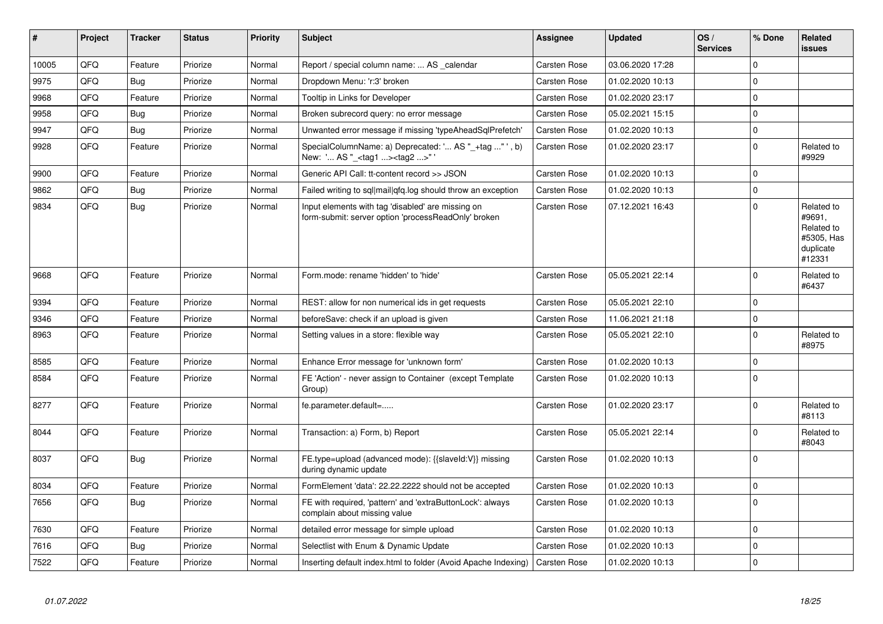| # | Project | Tracker | Status | Priority | Subject | Assignee | Updated | OS / Services | % Done | Related issues |
|---|---|---|---|---|---|---|---|---|---|---|
| 10005 | QFQ | Feature | Priorize | Normal | Report / special column name: ... AS _calendar | Carsten Rose | 03.06.2020 17:28 | | 0 | |
| 9975 | QFQ | Bug | Priorize | Normal | Dropdown Menu: 'r:3' broken | Carsten Rose | 01.02.2020 10:13 | | 0 | |
| 9968 | QFQ | Feature | Priorize | Normal | Tooltip in Links for Developer | Carsten Rose | 01.02.2020 23:17 | | 0 | |
| 9958 | QFQ | Bug | Priorize | Normal | Broken subrecord query: no error message | Carsten Rose | 05.02.2021 15:15 | | 0 | |
| 9947 | QFQ | Bug | Priorize | Normal | Unwanted error message if missing 'typeAheadSqlPrefetch' | Carsten Rose | 01.02.2020 10:13 | | 0 | |
| 9928 | QFQ | Feature | Priorize | Normal | SpecialColumnName: a) Deprecated: '... AS "_+tag ..." ', b) New: '... AS "_<tag1 ...><tag2 ...>" ' | Carsten Rose | 01.02.2020 23:17 | | 0 | Related to #9929 |
| 9900 | QFQ | Feature | Priorize | Normal | Generic API Call: tt-content record >> JSON | Carsten Rose | 01.02.2020 10:13 | | 0 | |
| 9862 | QFQ | Bug | Priorize | Normal | Failed writing to sql\|mail\|qfq.log should throw an exception | Carsten Rose | 01.02.2020 10:13 | | 0 | |
| 9834 | QFQ | Bug | Priorize | Normal | Input elements with tag 'disabled' are missing on form-submit: server option 'processReadOnly' broken | Carsten Rose | 07.12.2021 16:43 | | 0 | Related to #9691, Related to #5305, Has duplicate #12331 |
| 9668 | QFQ | Feature | Priorize | Normal | Form.mode: rename 'hidden' to 'hide' | Carsten Rose | 05.05.2021 22:14 | | 0 | Related to #6437 |
| 9394 | QFQ | Feature | Priorize | Normal | REST: allow for non numerical ids in get requests | Carsten Rose | 05.05.2021 22:10 | | 0 | |
| 9346 | QFQ | Feature | Priorize | Normal | beforeSave: check if an upload is given | Carsten Rose | 11.06.2021 21:18 | | 0 | |
| 8963 | QFQ | Feature | Priorize | Normal | Setting values in a store: flexible way | Carsten Rose | 05.05.2021 22:10 | | 0 | Related to #8975 |
| 8585 | QFQ | Feature | Priorize | Normal | Enhance Error message for 'unknown form' | Carsten Rose | 01.02.2020 10:13 | | 0 | |
| 8584 | QFQ | Feature | Priorize | Normal | FE 'Action' - never assign to Container (except Template Group) | Carsten Rose | 01.02.2020 10:13 | | 0 | |
| 8277 | QFQ | Feature | Priorize | Normal | fe.parameter.default=..... | Carsten Rose | 01.02.2020 23:17 | | 0 | Related to #8113 |
| 8044 | QFQ | Feature | Priorize | Normal | Transaction: a) Form, b) Report | Carsten Rose | 05.05.2021 22:14 | | 0 | Related to #8043 |
| 8037 | QFQ | Bug | Priorize | Normal | FE.type=upload (advanced mode): {{slaveId:V}} missing during dynamic update | Carsten Rose | 01.02.2020 10:13 | | 0 | |
| 8034 | QFQ | Feature | Priorize | Normal | FormElement 'data': 22.22.2222 should not be accepted | Carsten Rose | 01.02.2020 10:13 | | 0 | |
| 7656 | QFQ | Bug | Priorize | Normal | FE with required, 'pattern' and 'extraButtonLock': always complain about missing value | Carsten Rose | 01.02.2020 10:13 | | 0 | |
| 7630 | QFQ | Feature | Priorize | Normal | detailed error message for simple upload | Carsten Rose | 01.02.2020 10:13 | | 0 | |
| 7616 | QFQ | Bug | Priorize | Normal | Selectlist with Enum & Dynamic Update | Carsten Rose | 01.02.2020 10:13 | | 0 | |
| 7522 | QFQ | Feature | Priorize | Normal | Inserting default index.html to folder (Avoid Apache Indexing) | Carsten Rose | 01.02.2020 10:13 | | 0 | |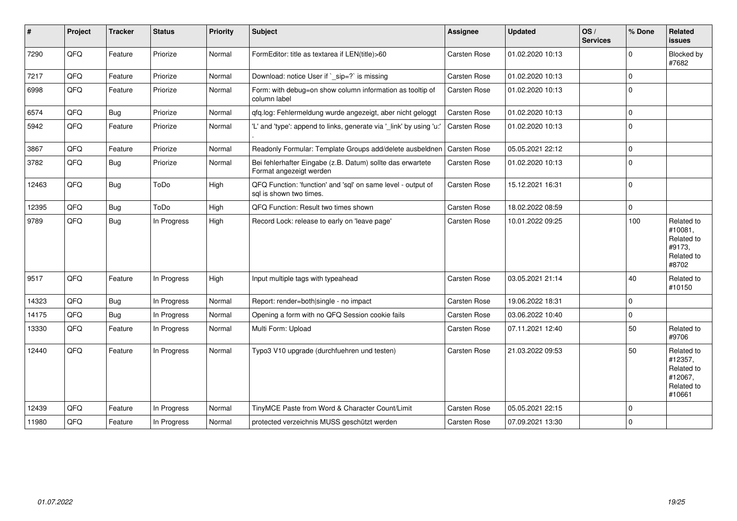| # | Project | Tracker | Status | Priority | Subject | Assignee | Updated | OS / Services | % Done | Related issues |
|---|---|---|---|---|---|---|---|---|---|---|
| 7290 | QFQ | Feature | Priorize | Normal | FormEditor: title as textarea if LEN(title)>60 | Carsten Rose | 01.02.2020 10:13 | | 0 | Blocked by #7682 |
| 7217 | QFQ | Feature | Priorize | Normal | Download: notice User if `_sip=?` is missing | Carsten Rose | 01.02.2020 10:13 | | 0 | |
| 6998 | QFQ | Feature | Priorize | Normal | Form: with debug=on show column information as tooltip of column label | Carsten Rose | 01.02.2020 10:13 | | 0 | |
| 6574 | QFQ | Bug | Priorize | Normal | qfq.log: Fehlermeldung wurde angezeigt, aber nicht geloggt | Carsten Rose | 01.02.2020 10:13 | | 0 | |
| 5942 | QFQ | Feature | Priorize | Normal | 'L' and 'type': append to links, generate via '_link' by using 'u:' . | Carsten Rose | 01.02.2020 10:13 | | 0 | |
| 3867 | QFQ | Feature | Priorize | Normal | Readonly Formular: Template Groups add/delete ausbeldnen | Carsten Rose | 05.05.2021 22:12 | | 0 | |
| 3782 | QFQ | Bug | Priorize | Normal | Bei fehlerhafter Eingabe (z.B. Datum) sollte das erwartete Format angezeigt werden | Carsten Rose | 01.02.2020 10:13 | | 0 | |
| 12463 | QFQ | Bug | ToDo | High | QFQ Function: 'function' and 'sql' on same level - output of sql is shown two times. | Carsten Rose | 15.12.2021 16:31 | | 0 | |
| 12395 | QFQ | Bug | ToDo | High | QFQ Function: Result two times shown | Carsten Rose | 18.02.2022 08:59 | | 0 | |
| 9789 | QFQ | Bug | In Progress | High | Record Lock: release to early on 'leave page' | Carsten Rose | 10.01.2022 09:25 | | 100 | Related to #10081, Related to #9173, Related to #8702 |
| 9517 | QFQ | Feature | In Progress | High | Input multiple tags with typeahead | Carsten Rose | 03.05.2021 21:14 | | 40 | Related to #10150 |
| 14323 | QFQ | Bug | In Progress | Normal | Report: render=both\|single - no impact | Carsten Rose | 19.06.2022 18:31 | | 0 | |
| 14175 | QFQ | Bug | In Progress | Normal | Opening a form with no QFQ Session cookie fails | Carsten Rose | 03.06.2022 10:40 | | 0 | |
| 13330 | QFQ | Feature | In Progress | Normal | Multi Form: Upload | Carsten Rose | 07.11.2021 12:40 | | 50 | Related to #9706 |
| 12440 | QFQ | Feature | In Progress | Normal | Typo3 V10 upgrade (durchfuehren und testen) | Carsten Rose | 21.03.2022 09:53 | | 50 | Related to #12357, Related to #12067, Related to #10661 |
| 12439 | QFQ | Feature | In Progress | Normal | TinyMCE Paste from Word & Character Count/Limit | Carsten Rose | 05.05.2021 22:15 | | 0 | |
| 11980 | QFQ | Feature | In Progress | Normal | protected verzeichnis MUSS geschützt werden | Carsten Rose | 07.09.2021 13:30 | | 0 | |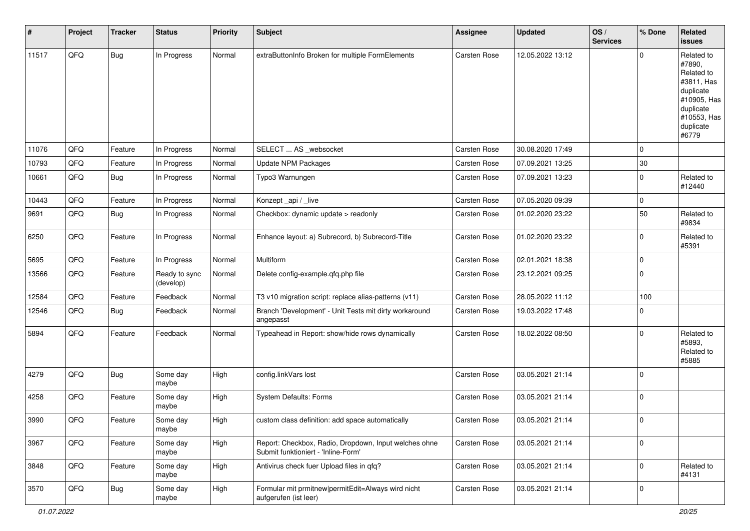| # | Project | Tracker | Status | Priority | Subject | Assignee | Updated | OS / Services | % Done | Related issues |
|---|---|---|---|---|---|---|---|---|---|---|
| 11517 | QFQ | Bug | In Progress | Normal | extraButtonInfo Broken for multiple FormElements | Carsten Rose | 12.05.2022 13:12 | | 0 | Related to #7890, Related to #3811, Has duplicate #10905, Has duplicate #10553, Has duplicate #6779 |
| 11076 | QFQ | Feature | In Progress | Normal | SELECT ... AS _websocket | Carsten Rose | 30.08.2020 17:49 | | 0 | |
| 10793 | QFQ | Feature | In Progress | Normal | Update NPM Packages | Carsten Rose | 07.09.2021 13:25 | | 30 | |
| 10661 | QFQ | Bug | In Progress | Normal | Typo3 Warnungen | Carsten Rose | 07.09.2021 13:23 | | 0 | Related to #12440 |
| 10443 | QFQ | Feature | In Progress | Normal | Konzept _api / _live | Carsten Rose | 07.05.2020 09:39 | | 0 | |
| 9691 | QFQ | Bug | In Progress | Normal | Checkbox: dynamic update > readonly | Carsten Rose | 01.02.2020 23:22 | | 50 | Related to #9834 |
| 6250 | QFQ | Feature | In Progress | Normal | Enhance layout: a) Subrecord, b) Subrecord-Title | Carsten Rose | 01.02.2020 23:22 | | 0 | Related to #5391 |
| 5695 | QFQ | Feature | In Progress | Normal | Multiform | Carsten Rose | 02.01.2021 18:38 | | 0 | |
| 13566 | QFQ | Feature | Ready to sync (develop) | Normal | Delete config-example.qfq.php file | Carsten Rose | 23.12.2021 09:25 | | 0 | |
| 12584 | QFQ | Feature | Feedback | Normal | T3 v10 migration script: replace alias-patterns (v11) | Carsten Rose | 28.05.2022 11:12 | | 100 | |
| 12546 | QFQ | Bug | Feedback | Normal | Branch 'Development' - Unit Tests mit dirty workaround angepasst | Carsten Rose | 19.03.2022 17:48 | | 0 | |
| 5894 | QFQ | Feature | Feedback | Normal | Typeahead in Report: show/hide rows dynamically | Carsten Rose | 18.02.2022 08:50 | | 0 | Related to #5893, Related to #5885 |
| 4279 | QFQ | Bug | Some day maybe | High | config.linkVars lost | Carsten Rose | 03.05.2021 21:14 | | 0 | |
| 4258 | QFQ | Feature | Some day maybe | High | System Defaults: Forms | Carsten Rose | 03.05.2021 21:14 | | 0 | |
| 3990 | QFQ | Feature | Some day maybe | High | custom class definition: add space automatically | Carsten Rose | 03.05.2021 21:14 | | 0 | |
| 3967 | QFQ | Feature | Some day maybe | High | Report: Checkbox, Radio, Dropdown, Input welches ohne Submit funktioniert - 'Inline-Form' | Carsten Rose | 03.05.2021 21:14 | | 0 | |
| 3848 | QFQ | Feature | Some day maybe | High | Antivirus check fuer Upload files in qfq? | Carsten Rose | 03.05.2021 21:14 | | 0 | Related to #4131 |
| 3570 | QFQ | Bug | Some day maybe | High | Formular mit prmitnew\|permitEdit=Always wird nicht aufgerufen (ist leer) | Carsten Rose | 03.05.2021 21:14 | | 0 | |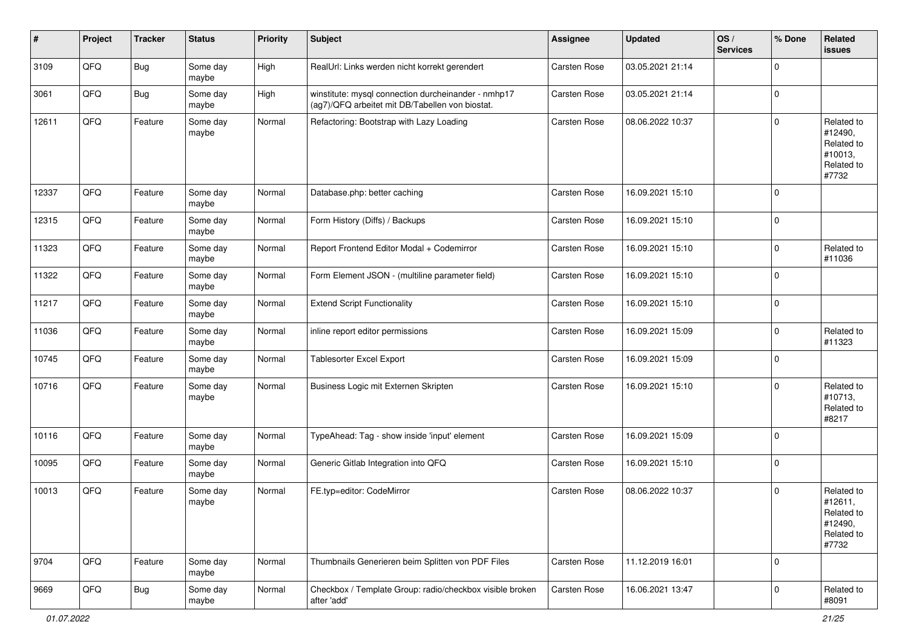| # | Project | Tracker | Status | Priority | Subject | Assignee | Updated | OS / Services | % Done | Related issues |
|---|---|---|---|---|---|---|---|---|---|---|
| 3109 | QFQ | Bug | Some day maybe | High | RealUrl: Links werden nicht korrekt gerendert | Carsten Rose | 03.05.2021 21:14 | | 0 | |
| 3061 | QFQ | Bug | Some day maybe | High | winstitute: mysql connection durcheinander - nmhp17 (ag7)/QFQ arbeitet mit DB/Tabellen von biostat. | Carsten Rose | 03.05.2021 21:14 | | 0 | |
| 12611 | QFQ | Feature | Some day maybe | Normal | Refactoring: Bootstrap with Lazy Loading | Carsten Rose | 08.06.2022 10:37 | | 0 | Related to #12490, Related to #10013, Related to #7732 |
| 12337 | QFQ | Feature | Some day maybe | Normal | Database.php: better caching | Carsten Rose | 16.09.2021 15:10 | | 0 | |
| 12315 | QFQ | Feature | Some day maybe | Normal | Form History (Diffs) / Backups | Carsten Rose | 16.09.2021 15:10 | | 0 | |
| 11323 | QFQ | Feature | Some day maybe | Normal | Report Frontend Editor Modal + Codemirror | Carsten Rose | 16.09.2021 15:10 | | 0 | Related to #11036 |
| 11322 | QFQ | Feature | Some day maybe | Normal | Form Element JSON - (multiline parameter field) | Carsten Rose | 16.09.2021 15:10 | | 0 | |
| 11217 | QFQ | Feature | Some day maybe | Normal | Extend Script Functionality | Carsten Rose | 16.09.2021 15:10 | | 0 | |
| 11036 | QFQ | Feature | Some day maybe | Normal | inline report editor permissions | Carsten Rose | 16.09.2021 15:09 | | 0 | Related to #11323 |
| 10745 | QFQ | Feature | Some day maybe | Normal | Tablesorter Excel Export | Carsten Rose | 16.09.2021 15:09 | | 0 | |
| 10716 | QFQ | Feature | Some day maybe | Normal | Business Logic mit Externen Skripten | Carsten Rose | 16.09.2021 15:10 | | 0 | Related to #10713, Related to #8217 |
| 10116 | QFQ | Feature | Some day maybe | Normal | TypeAhead: Tag - show inside 'input' element | Carsten Rose | 16.09.2021 15:09 | | 0 | |
| 10095 | QFQ | Feature | Some day maybe | Normal | Generic Gitlab Integration into QFQ | Carsten Rose | 16.09.2021 15:10 | | 0 | |
| 10013 | QFQ | Feature | Some day maybe | Normal | FE.typ=editor: CodeMirror | Carsten Rose | 08.06.2022 10:37 | | 0 | Related to #12611, Related to #12490, Related to #7732 |
| 9704 | QFQ | Feature | Some day maybe | Normal | Thumbnails Generieren beim Splitten von PDF Files | Carsten Rose | 11.12.2019 16:01 | | 0 | |
| 9669 | QFQ | Bug | Some day maybe | Normal | Checkbox / Template Group: radio/checkbox visible broken after 'add' | Carsten Rose | 16.06.2021 13:47 | | 0 | Related to #8091 |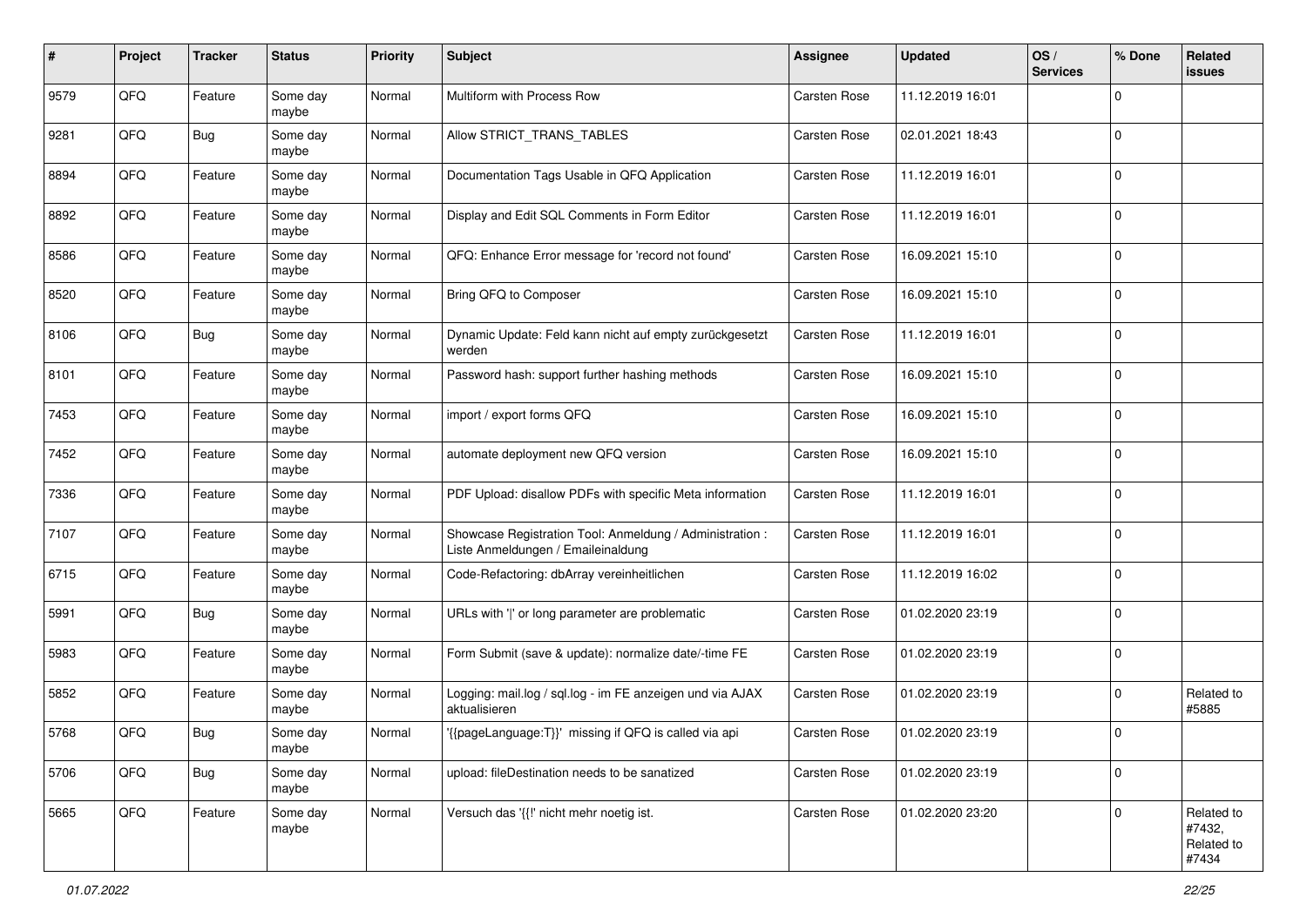| # | Project | Tracker | Status | Priority | Subject | Assignee | Updated | OS / Services | % Done | Related issues |
|---|---|---|---|---|---|---|---|---|---|---|
| 9579 | QFQ | Feature | Some day maybe | Normal | Multiform with Process Row | Carsten Rose | 11.12.2019 16:01 | | 0 | |
| 9281 | QFQ | Bug | Some day maybe | Normal | Allow STRICT_TRANS_TABLES | Carsten Rose | 02.01.2021 18:43 | | 0 | |
| 8894 | QFQ | Feature | Some day maybe | Normal | Documentation Tags Usable in QFQ Application | Carsten Rose | 11.12.2019 16:01 | | 0 | |
| 8892 | QFQ | Feature | Some day maybe | Normal | Display and Edit SQL Comments in Form Editor | Carsten Rose | 11.12.2019 16:01 | | 0 | |
| 8586 | QFQ | Feature | Some day maybe | Normal | QFQ: Enhance Error message for 'record not found' | Carsten Rose | 16.09.2021 15:10 | | 0 | |
| 8520 | QFQ | Feature | Some day maybe | Normal | Bring QFQ to Composer | Carsten Rose | 16.09.2021 15:10 | | 0 | |
| 8106 | QFQ | Bug | Some day maybe | Normal | Dynamic Update: Feld kann nicht auf empty zurückgesetzt werden | Carsten Rose | 11.12.2019 16:01 | | 0 | |
| 8101 | QFQ | Feature | Some day maybe | Normal | Password hash: support further hashing methods | Carsten Rose | 16.09.2021 15:10 | | 0 | |
| 7453 | QFQ | Feature | Some day maybe | Normal | import / export forms QFQ | Carsten Rose | 16.09.2021 15:10 | | 0 | |
| 7452 | QFQ | Feature | Some day maybe | Normal | automate deployment new QFQ version | Carsten Rose | 16.09.2021 15:10 | | 0 | |
| 7336 | QFQ | Feature | Some day maybe | Normal | PDF Upload: disallow PDFs with specific Meta information | Carsten Rose | 11.12.2019 16:01 | | 0 | |
| 7107 | QFQ | Feature | Some day maybe | Normal | Showcase Registration Tool: Anmeldung / Administration : Liste Anmeldungen / Emaileinaldung | Carsten Rose | 11.12.2019 16:01 | | 0 | |
| 6715 | QFQ | Feature | Some day maybe | Normal | Code-Refactoring: dbArray vereinheitlichen | Carsten Rose | 11.12.2019 16:02 | | 0 | |
| 5991 | QFQ | Bug | Some day maybe | Normal | URLs with '\|' or long parameter are problematic | Carsten Rose | 01.02.2020 23:19 | | 0 | |
| 5983 | QFQ | Feature | Some day maybe | Normal | Form Submit (save & update): normalize date/-time FE | Carsten Rose | 01.02.2020 23:19 | | 0 | |
| 5852 | QFQ | Feature | Some day maybe | Normal | Logging: mail.log / sql.log - im FE anzeigen und via AJAX aktualisieren | Carsten Rose | 01.02.2020 23:19 | | 0 | Related to #5885 |
| 5768 | QFQ | Bug | Some day maybe | Normal | '{{pageLanguage:T}}' missing if QFQ is called via api | Carsten Rose | 01.02.2020 23:19 | | 0 | |
| 5706 | QFQ | Bug | Some day maybe | Normal | upload: fileDestination needs to be sanatized | Carsten Rose | 01.02.2020 23:19 | | 0 | |
| 5665 | QFQ | Feature | Some day maybe | Normal | Versuch das '{{!' nicht mehr noetig ist. | Carsten Rose | 01.02.2020 23:20 | | 0 | Related to #7432, Related to #7434 |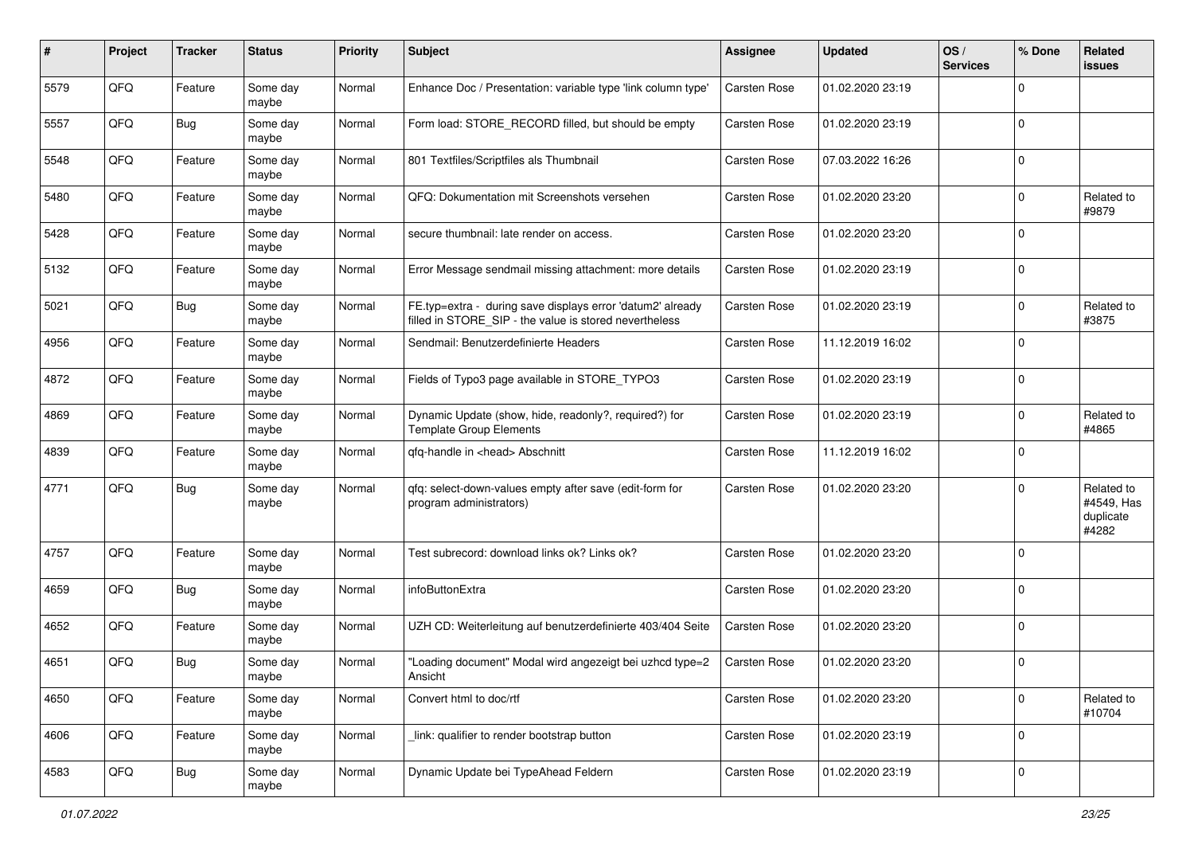| # | Project | Tracker | Status | Priority | Subject | Assignee | Updated | OS / Services | % Done | Related issues |
|---|---|---|---|---|---|---|---|---|---|---|
| 5579 | QFQ | Feature | Some day maybe | Normal | Enhance Doc / Presentation: variable type 'link column type' | Carsten Rose | 01.02.2020 23:19 | | 0 | |
| 5557 | QFQ | Bug | Some day maybe | Normal | Form load: STORE_RECORD filled, but should be empty | Carsten Rose | 01.02.2020 23:19 | | 0 | |
| 5548 | QFQ | Feature | Some day maybe | Normal | 801 Textfiles/Scriptfiles als Thumbnail | Carsten Rose | 07.03.2022 16:26 | | 0 | |
| 5480 | QFQ | Feature | Some day maybe | Normal | QFQ: Dokumentation mit Screenshots versehen | Carsten Rose | 01.02.2020 23:20 | | 0 | Related to #9879 |
| 5428 | QFQ | Feature | Some day maybe | Normal | secure thumbnail: late render on access. | Carsten Rose | 01.02.2020 23:20 | | 0 | |
| 5132 | QFQ | Feature | Some day maybe | Normal | Error Message sendmail missing attachment: more details | Carsten Rose | 01.02.2020 23:19 | | 0 | |
| 5021 | QFQ | Bug | Some day maybe | Normal | FE.typ=extra - during save displays error 'datum2' already filled in STORE_SIP - the value is stored nevertheless | Carsten Rose | 01.02.2020 23:19 | | 0 | Related to #3875 |
| 4956 | QFQ | Feature | Some day maybe | Normal | Sendmail: Benutzerdefinierte Headers | Carsten Rose | 11.12.2019 16:02 | | 0 | |
| 4872 | QFQ | Feature | Some day maybe | Normal | Fields of Typo3 page available in STORE_TYPO3 | Carsten Rose | 01.02.2020 23:19 | | 0 | |
| 4869 | QFQ | Feature | Some day maybe | Normal | Dynamic Update (show, hide, readonly?, required?) for Template Group Elements | Carsten Rose | 01.02.2020 23:19 | | 0 | Related to #4865 |
| 4839 | QFQ | Feature | Some day maybe | Normal | qfq-handle in <head> Abschnitt | Carsten Rose | 11.12.2019 16:02 | | 0 | |
| 4771 | QFQ | Bug | Some day maybe | Normal | qfq: select-down-values empty after save (edit-form for program administrators) | Carsten Rose | 01.02.2020 23:20 | | 0 | Related to #4549, Has duplicate #4282 |
| 4757 | QFQ | Feature | Some day maybe | Normal | Test subrecord: download links ok? Links ok? | Carsten Rose | 01.02.2020 23:20 | | 0 | |
| 4659 | QFQ | Bug | Some day maybe | Normal | infoButtonExtra | Carsten Rose | 01.02.2020 23:20 | | 0 | |
| 4652 | QFQ | Feature | Some day maybe | Normal | UZH CD: Weiterleitung auf benutzerdefinierte 403/404 Seite | Carsten Rose | 01.02.2020 23:20 | | 0 | |
| 4651 | QFQ | Bug | Some day maybe | Normal | "Loading document" Modal wird angezeigt bei uzhcd type=2 Ansicht | Carsten Rose | 01.02.2020 23:20 | | 0 | |
| 4650 | QFQ | Feature | Some day maybe | Normal | Convert html to doc/rtf | Carsten Rose | 01.02.2020 23:20 | | 0 | Related to #10704 |
| 4606 | QFQ | Feature | Some day maybe | Normal | _link: qualifier to render bootstrap button | Carsten Rose | 01.02.2020 23:19 | | 0 | |
| 4583 | QFQ | Bug | Some day maybe | Normal | Dynamic Update bei TypeAhead Feldern | Carsten Rose | 01.02.2020 23:19 | | 0 | |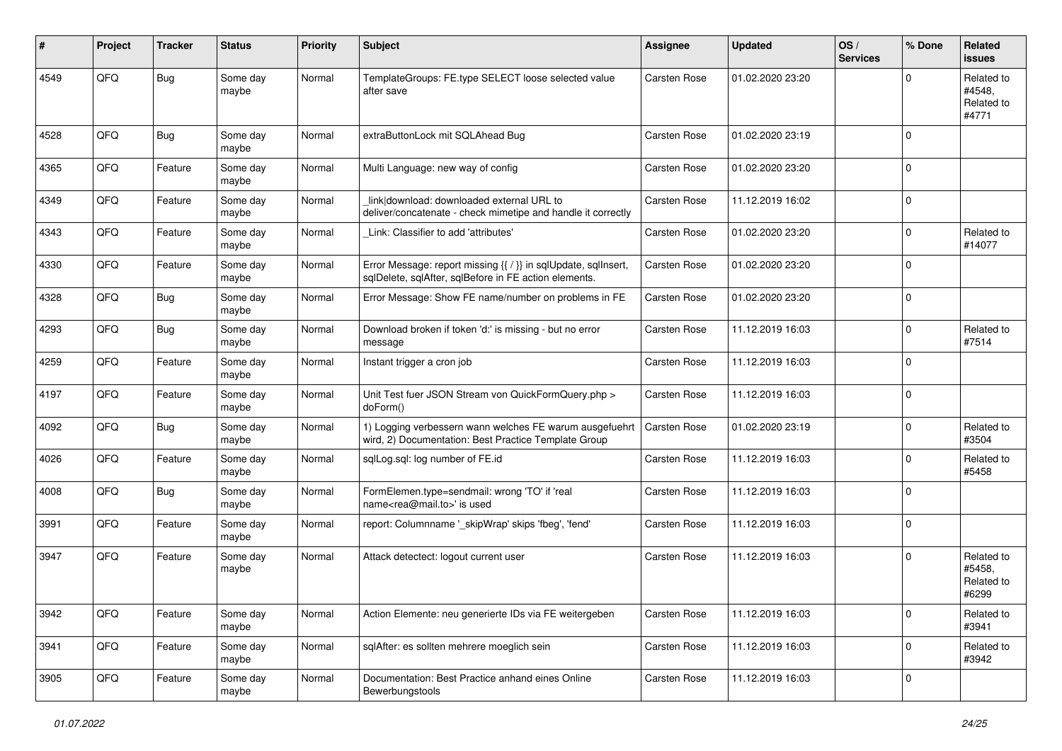| # | Project | Tracker | Status | Priority | Subject | Assignee | Updated | OS / Services | % Done | Related issues |
|---|---|---|---|---|---|---|---|---|---|---|
| 4549 | QFQ | Bug | Some day maybe | Normal | TemplateGroups: FE.type SELECT loose selected value after save | Carsten Rose | 01.02.2020 23:20 | | 0 | Related to #4548, Related to #4771 |
| 4528 | QFQ | Bug | Some day maybe | Normal | extraButtonLock mit SQLAhead Bug | Carsten Rose | 01.02.2020 23:19 | | 0 | |
| 4365 | QFQ | Feature | Some day maybe | Normal | Multi Language: new way of config | Carsten Rose | 01.02.2020 23:20 | | 0 | |
| 4349 | QFQ | Feature | Some day maybe | Normal | _link\|download: downloaded external URL to deliver/concatenate - check mimetipe and handle it correctly | Carsten Rose | 11.12.2019 16:02 | | 0 | |
| 4343 | QFQ | Feature | Some day maybe | Normal | _Link: Classifier to add 'attributes' | Carsten Rose | 01.02.2020 23:20 | | 0 | Related to #14077 |
| 4330 | QFQ | Feature | Some day maybe | Normal | Error Message: report missing {{ / }} in sqlUpdate, sqlInsert, sqlDelete, sqlAfter, sqlBefore in FE action elements. | Carsten Rose | 01.02.2020 23:20 | | 0 | |
| 4328 | QFQ | Bug | Some day maybe | Normal | Error Message: Show FE name/number on problems in FE | Carsten Rose | 01.02.2020 23:20 | | 0 | |
| 4293 | QFQ | Bug | Some day maybe | Normal | Download broken if token 'd:' is missing - but no error message | Carsten Rose | 11.12.2019 16:03 | | 0 | Related to #7514 |
| 4259 | QFQ | Feature | Some day maybe | Normal | Instant trigger a cron job | Carsten Rose | 11.12.2019 16:03 | | 0 | |
| 4197 | QFQ | Feature | Some day maybe | Normal | Unit Test fuer JSON Stream von QuickFormQuery.php > doForm() | Carsten Rose | 11.12.2019 16:03 | | 0 | |
| 4092 | QFQ | Bug | Some day maybe | Normal | 1) Logging verbessern wann welches FE warum ausgefuehrt wird, 2) Documentation: Best Practice Template Group | Carsten Rose | 01.02.2020 23:19 | | 0 | Related to #3504 |
| 4026 | QFQ | Feature | Some day maybe | Normal | sqlLog.sql: log number of FE.id | Carsten Rose | 11.12.2019 16:03 | | 0 | Related to #5458 |
| 4008 | QFQ | Bug | Some day maybe | Normal | FormElemen.type=sendmail: wrong 'TO' if 'real name<rea@mail.to>' is used | Carsten Rose | 11.12.2019 16:03 | | 0 | |
| 3991 | QFQ | Feature | Some day maybe | Normal | report: Columnname '_skipWrap' skips 'fbeg', 'fend' | Carsten Rose | 11.12.2019 16:03 | | 0 | |
| 3947 | QFQ | Feature | Some day maybe | Normal | Attack detectect: logout current user | Carsten Rose | 11.12.2019 16:03 | | 0 | Related to #5458, Related to #6299 |
| 3942 | QFQ | Feature | Some day maybe | Normal | Action Elemente: neu generierte IDs via FE weitergeben | Carsten Rose | 11.12.2019 16:03 | | 0 | Related to #3941 |
| 3941 | QFQ | Feature | Some day maybe | Normal | sqlAfter: es sollten mehrere moeglich sein | Carsten Rose | 11.12.2019 16:03 | | 0 | Related to #3942 |
| 3905 | QFQ | Feature | Some day maybe | Normal | Documentation: Best Practice anhand eines Online Bewerbungstools | Carsten Rose | 11.12.2019 16:03 | | 0 | |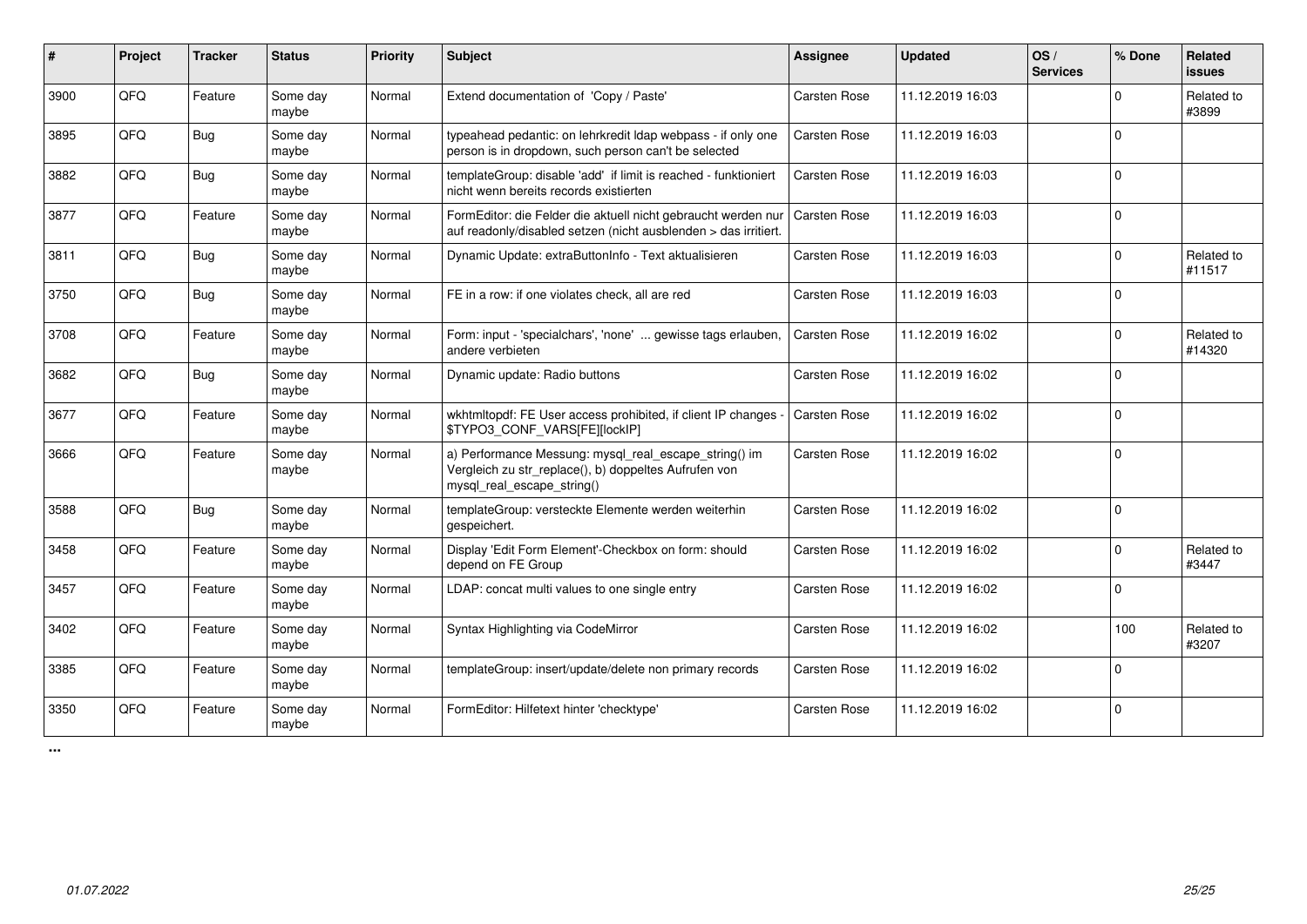| # | Project | Tracker | Status | Priority | Subject | Assignee | Updated | OS / Services | % Done | Related issues |
|---|---|---|---|---|---|---|---|---|---|---|
| 3900 | QFQ | Feature | Some day maybe | Normal | Extend documentation of 'Copy / Paste' | Carsten Rose | 11.12.2019 16:03 | | 0 | Related to #3899 |
| 3895 | QFQ | Bug | Some day maybe | Normal | typeahead pedantic: on lehrkredit ldap webpass - if only one person is in dropdown, such person can't be selected | Carsten Rose | 11.12.2019 16:03 | | 0 | |
| 3882 | QFQ | Bug | Some day maybe | Normal | templateGroup: disable 'add' if limit is reached - funktioniert nicht wenn bereits records existierten | Carsten Rose | 11.12.2019 16:03 | | 0 | |
| 3877 | QFQ | Feature | Some day maybe | Normal | FormEditor: die Felder die aktuell nicht gebraucht werden nur auf readonly/disabled setzen (nicht ausblenden > das irritiert. | Carsten Rose | 11.12.2019 16:03 | | 0 | |
| 3811 | QFQ | Bug | Some day maybe | Normal | Dynamic Update: extraButtonInfo - Text aktualisieren | Carsten Rose | 11.12.2019 16:03 | | 0 | Related to #11517 |
| 3750 | QFQ | Bug | Some day maybe | Normal | FE in a row: if one violates check, all are red | Carsten Rose | 11.12.2019 16:03 | | 0 | |
| 3708 | QFQ | Feature | Some day maybe | Normal | Form: input - 'specialchars', 'none' ... gewisse tags erlauben, andere verbieten | Carsten Rose | 11.12.2019 16:02 | | 0 | Related to #14320 |
| 3682 | QFQ | Bug | Some day maybe | Normal | Dynamic update: Radio buttons | Carsten Rose | 11.12.2019 16:02 | | 0 | |
| 3677 | QFQ | Feature | Some day maybe | Normal | wkhtmltopdf: FE User access prohibited, if client IP changes - $TYPO3_CONF_VARS[FE][lockIP] | Carsten Rose | 11.12.2019 16:02 | | 0 | |
| 3666 | QFQ | Feature | Some day maybe | Normal | a) Performance Messung: mysql_real_escape_string() im Vergleich zu str_replace(), b) doppeltes Aufrufen von mysql_real_escape_string() | Carsten Rose | 11.12.2019 16:02 | | 0 | |
| 3588 | QFQ | Bug | Some day maybe | Normal | templateGroup: versteckte Elemente werden weiterhin gespeichert. | Carsten Rose | 11.12.2019 16:02 | | 0 | |
| 3458 | QFQ | Feature | Some day maybe | Normal | Display 'Edit Form Element'-Checkbox on form: should depend on FE Group | Carsten Rose | 11.12.2019 16:02 | | 0 | Related to #3447 |
| 3457 | QFQ | Feature | Some day maybe | Normal | LDAP: concat multi values to one single entry | Carsten Rose | 11.12.2019 16:02 | | 0 | |
| 3402 | QFQ | Feature | Some day maybe | Normal | Syntax Highlighting via CodeMirror | Carsten Rose | 11.12.2019 16:02 | | 100 | Related to #3207 |
| 3385 | QFQ | Feature | Some day maybe | Normal | templateGroup: insert/update/delete non primary records | Carsten Rose | 11.12.2019 16:02 | | 0 | |
| 3350 | QFQ | Feature | Some day maybe | Normal | FormEditor: Hilfetext hinter 'checktype' | Carsten Rose | 11.12.2019 16:02 | | 0 | |

...